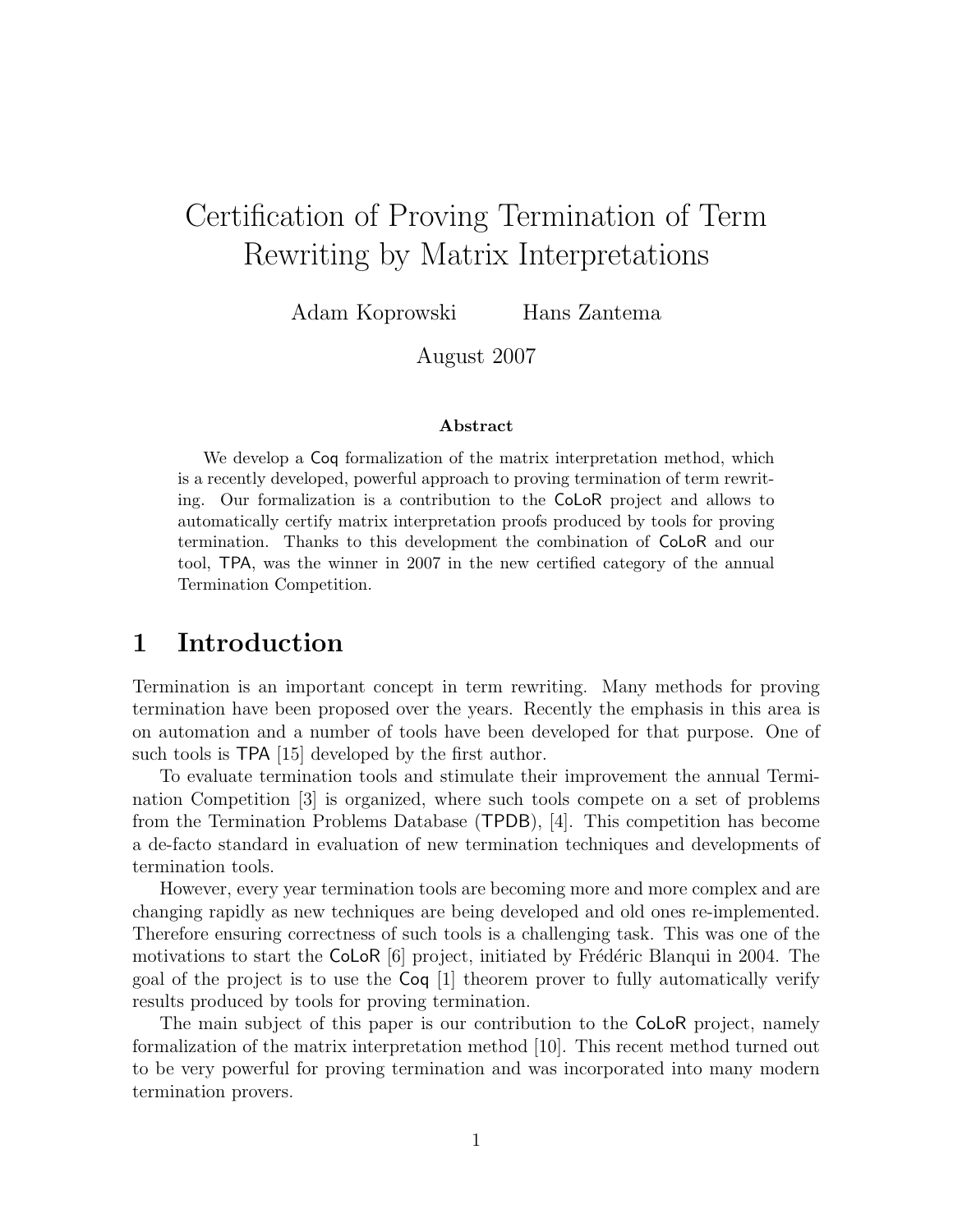# Certification of Proving Termination of Term Rewriting by Matrix Interpretations

Adam Koprowski  Hans Zantema

August 2007

**Abstract**

We develop a Coq formalization of the matrix interpretation method, which is a recently developed, powerful approach to proving termination of term rewriting. Our formalization is a contribution to the CoLoR project and allows to automatically certify matrix interpretation proofs produced by tools for proving termination. Thanks to this development the combination of CoLoR and our tool, TPA, was the winner in 2007 in the new certified category of the annual Termination Competition.

## 1 Introduction

Termination is an important concept in term rewriting. Many methods for proving termination have been proposed over the years. Recently the emphasis in this area is on automation and a number of tools have been developed for that purpose. One of such tools is TPA [15] developed by the first author.

To evaluate termination tools and stimulate their improvement the annual Termination Competition [3] is organized, where such tools compete on a set of problems from the Termination Problems Database (TPDB), [4]. This competition has become a de-facto standard in evaluation of new termination techniques and developments of termination tools.

However, every year termination tools are becoming more and more complex and are changing rapidly as new techniques are being developed and old ones re-implemented. Therefore ensuring correctness of such tools is a challenging task. This was one of the motivations to start the CoLoR [6] project, initiated by Frédéric Blanqui in 2004. The goal of the project is to use the Coq [1] theorem prover to fully automatically verify results produced by tools for proving termination.

The main subject of this paper is our contribution to the CoLoR project, namely formalization of the matrix interpretation method [10]. This recent method turned out to be very powerful for proving termination and was incorporated into many modern termination provers.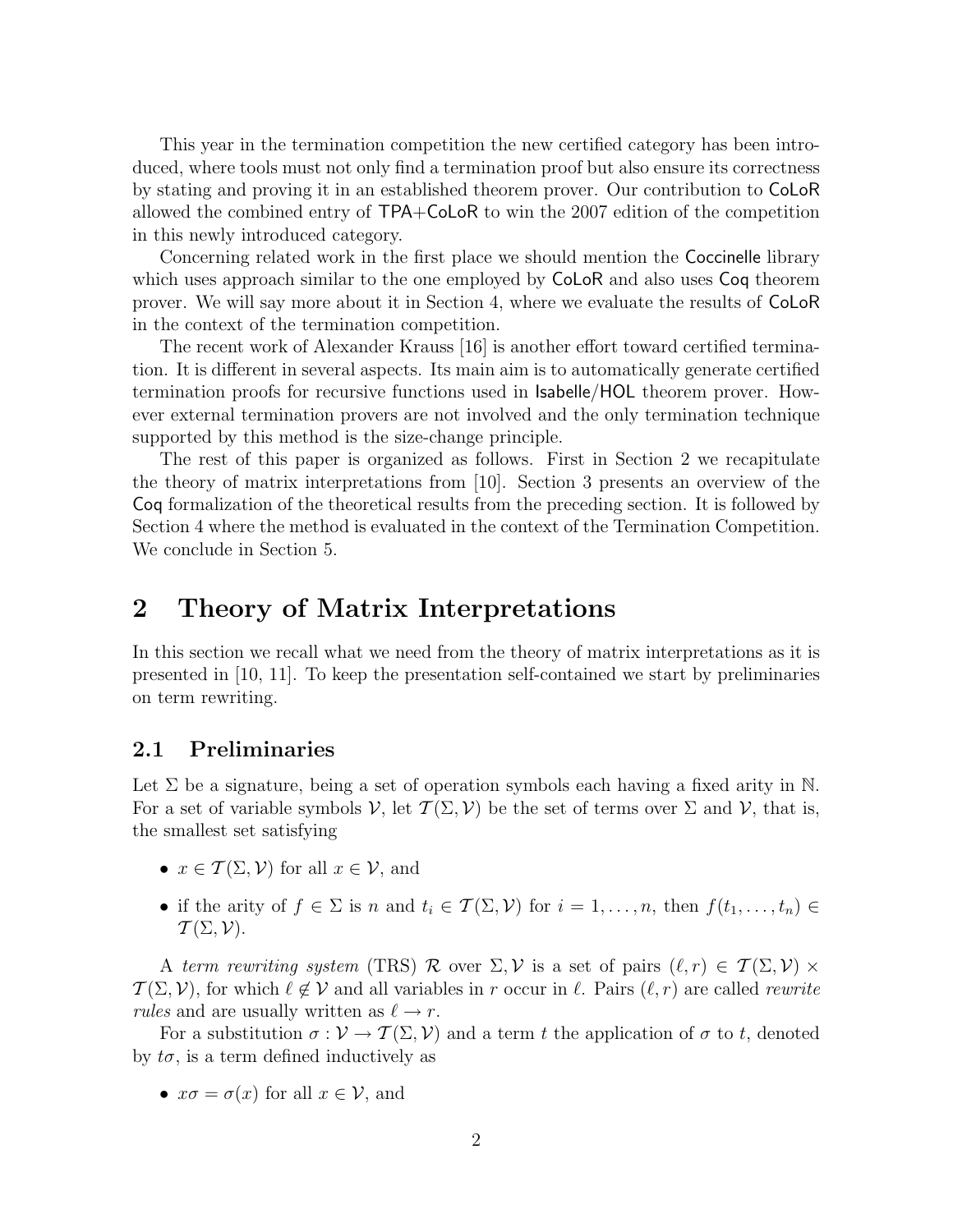This year in the termination competition the new certified category has been introduced, where tools must not only find a termination proof but also ensure its correctness by stating and proving it in an established theorem prover. Our contribution to CoLoR allowed the combined entry of TPA+CoLoR to win the 2007 edition of the competition in this newly introduced category.

Concerning related work in the first place we should mention the Coccinelle library which uses approach similar to the one employed by CoLoR and also uses Coq theorem prover. We will say more about it in Section 4, where we evaluate the results of CoLoR in the context of the termination competition.

The recent work of Alexander Krauss [16] is another effort toward certified termination. It is different in several aspects. Its main aim is to automatically generate certified termination proofs for recursive functions used in Isabelle/HOL theorem prover. However external termination provers are not involved and the only termination technique supported by this method is the size-change principle.

The rest of this paper is organized as follows. First in Section 2 we recapitulate the theory of matrix interpretations from [10]. Section 3 presents an overview of the Coq formalization of the theoretical results from the preceding section. It is followed by Section 4 where the method is evaluated in the context of the Termination Competition. We conclude in Section 5.

# 2 Theory of Matrix Interpretations

In this section we recall what we need from the theory of matrix interpretations as it is presented in [10, 11]. To keep the presentation self-contained we start by preliminaries on term rewriting.

## 2.1 Preliminaries

Let $\Sigma$ be a signature, being a set of operation symbols each having a fixed arity in $\mathbb{N}$. For a set of variable symbols $\mathcal{V}$, let $\mathcal{T}(\Sigma, \mathcal{V})$ be the set of terms over $\Sigma$ and $\mathcal{V}$, that is, the smallest set satisfying

- $x \in \mathcal{T}(\Sigma, \mathcal{V})$ for all $x \in \mathcal{V}$, and
- if the arity of $f \in \Sigma$ is $n$ and $t_i \in \mathcal{T}(\Sigma, \mathcal{V})$ for $i = 1, \ldots, n$, then $f(t_1, \ldots, t_n) \in \mathcal{T}(\Sigma, \mathcal{V})$.

A *term rewriting system* (TRS) $\mathcal{R}$ over $\Sigma, \mathcal{V}$ is a set of pairs $(\ell, r) \in \mathcal{T}(\Sigma, \mathcal{V}) \times \mathcal{T}(\Sigma, \mathcal{V})$, for which $\ell \notin \mathcal{V}$ and all variables in $r$ occur in $\ell$. Pairs $(\ell, r)$ are called *rewrite rules* and are usually written as $\ell \to r$.

For a substitution $\sigma : \mathcal{V} \to \mathcal{T}(\Sigma, \mathcal{V})$ and a term $t$ the application of $\sigma$ to $t$, denoted by $t\sigma$, is a term defined inductively as

- $x\sigma = \sigma(x)$ for all $x \in \mathcal{V}$, and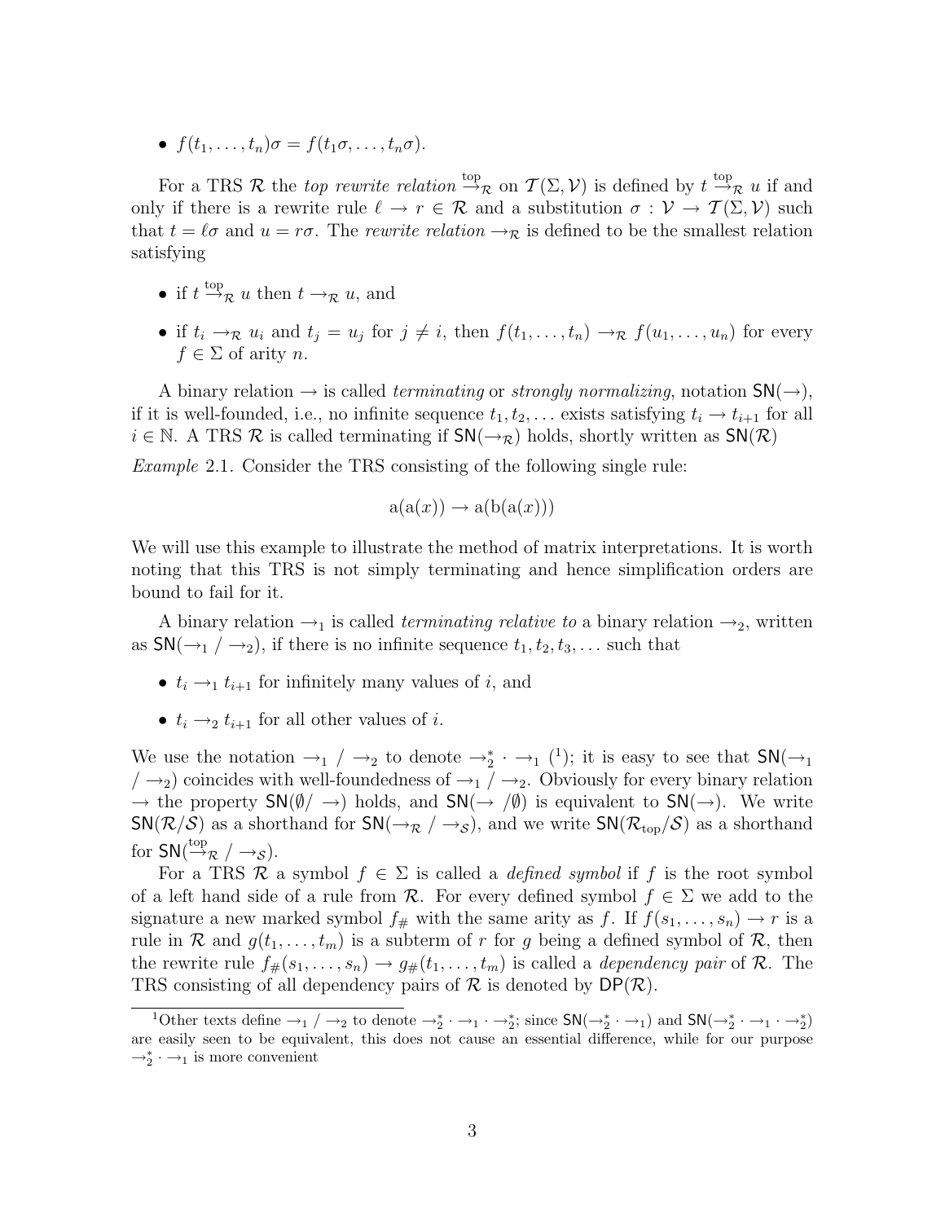- $f(t_1, \ldots, t_n)\sigma = f(t_1\sigma, \ldots, t_n\sigma)$.

For a TRS $\mathcal{R}$ the *top rewrite relation* $\stackrel{\text{top}}{\to}_{\mathcal{R}}$ on $\mathcal{T}(\Sigma, \mathcal{V})$ is defined by $t \stackrel{\text{top}}{\to}_{\mathcal{R}} u$ if and only if there is a rewrite rule $\ell \to r \in \mathcal{R}$ and a substitution $\sigma : \mathcal{V} \to \mathcal{T}(\Sigma, \mathcal{V})$ such that $t = \ell\sigma$ and $u = r\sigma$. The *rewrite relation* $\to_{\mathcal{R}}$ is defined to be the smallest relation satisfying

- if $t \stackrel{\text{top}}{\to}_{\mathcal{R}} u$ then $t \to_{\mathcal{R}} u$, and
- if $t_i \to_{\mathcal{R}} u_i$ and $t_j = u_j$ for $j \neq i$, then $f(t_1, \ldots, t_n) \to_{\mathcal{R}} f(u_1, \ldots, u_n)$ for every $f \in \Sigma$ of arity $n$.

A binary relation $\to$ is called *terminating* or *strongly normalizing*, notation $\mathsf{SN}(\to)$, if it is well-founded, i.e., no infinite sequence $t_1, t_2, \ldots$ exists satisfying $t_i \to t_{i+1}$ for all $i \in \mathbb{N}$. A TRS $\mathcal{R}$ is called terminating if $\mathsf{SN}(\to_{\mathcal{R}})$ holds, shortly written as $\mathsf{SN}(\mathcal{R})$

*Example* 2.1. Consider the TRS consisting of the following single rule:

$$\mathrm{a}(\mathrm{a}(x)) \to \mathrm{a}(\mathrm{b}(\mathrm{a}(x)))$$

We will use this example to illustrate the method of matrix interpretations. It is worth noting that this TRS is not simply terminating and hence simplification orders are bound to fail for it.

A binary relation $\to_1$ is called *terminating relative to* a binary relation $\to_2$, written as $\mathsf{SN}(\to_1 / \to_2)$, if there is no infinite sequence $t_1, t_2, t_3, \ldots$ such that

- $t_i \to_1 t_{i+1}$ for infinitely many values of $i$, and
- $t_i \to_2 t_{i+1}$ for all other values of $i$.

We use the notation $\to_1 / \to_2$ to denote $\to_2^* \cdot \to_1$ ([1]); it is easy to see that $\mathsf{SN}(\to_1 / \to_2)$ coincides with well-foundedness of $\to_1 / \to_2$. Obviously for every binary relation $\to$ the property $\mathsf{SN}(\emptyset / \to)$ holds, and $\mathsf{SN}(\to / \emptyset)$ is equivalent to $\mathsf{SN}(\to)$. We write $\mathsf{SN}(\mathcal{R}/\mathcal{S})$ as a shorthand for $\mathsf{SN}(\to_{\mathcal{R}} / \to_{\mathcal{S}})$, and we write $\mathsf{SN}(\mathcal{R}_{\text{top}}/\mathcal{S})$ as a shorthand for $\mathsf{SN}(\stackrel{\text{top}}{\to}_{\mathcal{R}} / \to_{\mathcal{S}})$.

For a TRS $\mathcal{R}$ a symbol $f \in \Sigma$ is called a *defined symbol* if $f$ is the root symbol of a left hand side of a rule from $\mathcal{R}$. For every defined symbol $f \in \Sigma$ we add to the signature a new marked symbol $f_\#$ with the same arity as $f$. If $f(s_1, \ldots, s_n) \to r$ is a rule in $\mathcal{R}$ and $g(t_1, \ldots, t_m)$ is a subterm of $r$ for $g$ being a defined symbol of $\mathcal{R}$, then the rewrite rule $f_\#(s_1, \ldots, s_n) \to g_\#(t_1, \ldots, t_m)$ is called a *dependency pair* of $\mathcal{R}$. The TRS consisting of all dependency pairs of $\mathcal{R}$ is denoted by $\mathsf{DP}(\mathcal{R})$.

[1] Other texts define $\to_1 / \to_2$ to denote $\to_2^* \cdot \to_1 \cdot \to_2^*$; since $\mathsf{SN}(\to_2^* \cdot \to_1)$ and $\mathsf{SN}(\to_2^* \cdot \to_1 \cdot \to_2^*)$ are easily seen to be equivalent, this does not cause an essential difference, while for our purpose $\to_2^* \cdot \to_1$ is more convenient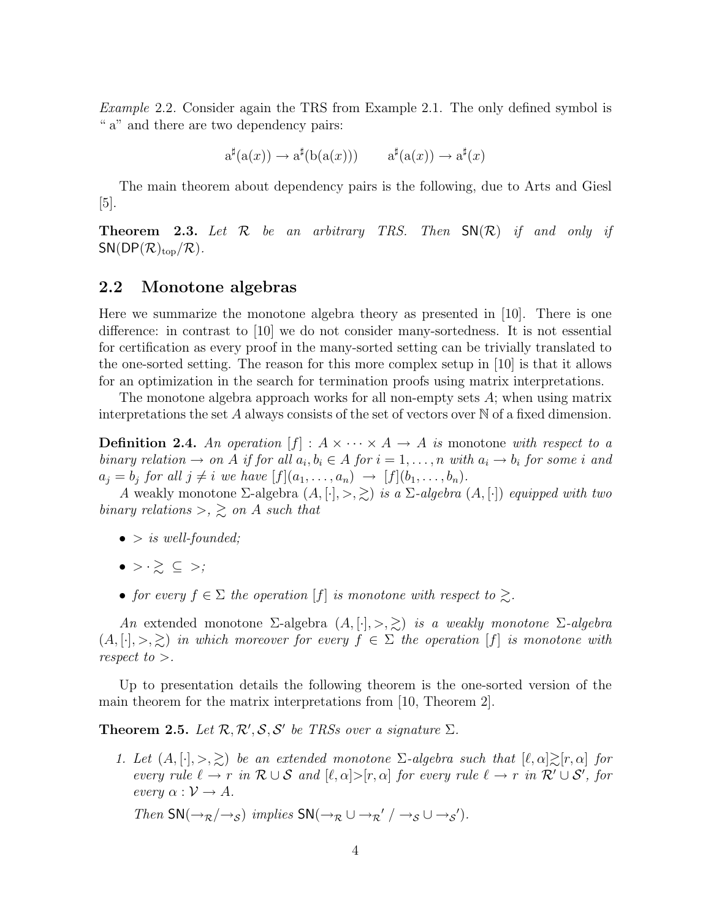*Example* 2.2. Consider again the TRS from Example 2.1. The only defined symbol is " a" and there are two dependency pairs:

$$\mathrm{a}^\sharp(\mathrm{a}(x)) \to \mathrm{a}^\sharp(\mathrm{b}(\mathrm{a}(x))) \qquad \mathrm{a}^\sharp(\mathrm{a}(x)) \to \mathrm{a}^\sharp(x)$$

The main theorem about dependency pairs is the following, due to Arts and Giesl [5].

**Theorem 2.3.** *Let $\mathcal{R}$ be an arbitrary TRS. Then $\mathsf{SN}(\mathcal{R})$ if and only if $\mathsf{SN}(\mathsf{DP}(\mathcal{R})_{\mathrm{top}}/\mathcal{R})$.*

## 2.2 Monotone algebras

Here we summarize the monotone algebra theory as presented in [10]. There is one difference: in contrast to [10] we do not consider many-sortedness. It is not essential for certification as every proof in the many-sorted setting can be trivially translated to the one-sorted setting. The reason for this more complex setup in [10] is that it allows for an optimization in the search for termination proofs using matrix interpretations.

The monotone algebra approach works for all non-empty sets $A$; when using matrix interpretations the set $A$ always consists of the set of vectors over $\mathbb{N}$ of a fixed dimension.

**Definition 2.4.** *An operation $[f] : A \times \cdots \times A \to A$ is* monotone *with respect to a binary relation $\to$ on $A$ if for all $a_i, b_i \in A$ for $i = 1, \ldots, n$ with $a_i \to b_i$ for some $i$ and $a_j = b_j$ for all $j \neq i$ we have $[f](a_1, \ldots, a_n) \to [f](b_1, \ldots, b_n)$.*

*A* weakly monotone $\Sigma$-algebra *$(A, [\cdot], >, \gtrsim)$ is a $\Sigma$-algebra $(A, [\cdot])$ equipped with two binary relations $>, \gtrsim$ on $A$ such that*

- *$>$ is well-founded;*
- *$> \cdot \gtrsim \ \subseteq \ >$;*
- *for every $f \in \Sigma$ the operation $[f]$ is monotone with respect to $\gtrsim$.*

*An* extended monotone $\Sigma$-algebra *$(A, [\cdot], >, \gtrsim)$ is a weakly monotone $\Sigma$-algebra $(A, [\cdot], >, \gtrsim)$ in which moreover for every $f \in \Sigma$ the operation $[f]$ is monotone with respect to $>$.*

Up to presentation details the following theorem is the one-sorted version of the main theorem for the matrix interpretations from [10, Theorem 2].

**Theorem 2.5.** *Let $\mathcal{R}, \mathcal{R}', \mathcal{S}, \mathcal{S}'$ be TRSs over a signature $\Sigma$.*

1. *Let $(A, [\cdot], >, \gtrsim)$ be an extended monotone $\Sigma$-algebra such that $[\ell, \alpha] \gtrsim [r, \alpha]$ for every rule $\ell \to r$ in $\mathcal{R} \cup \mathcal{S}$ and $[\ell, \alpha] > [r, \alpha]$ for every rule $\ell \to r$ in $\mathcal{R}' \cup \mathcal{S}'$, for every $\alpha : \mathcal{V} \to A$.*

   *Then $\mathsf{SN}(\to_{\mathcal{R}} / \to_{\mathcal{S}})$ implies $\mathsf{SN}(\to_{\mathcal{R}} \cup \to_{\mathcal{R}'} / \to_{\mathcal{S}} \cup \to_{\mathcal{S}'})$.*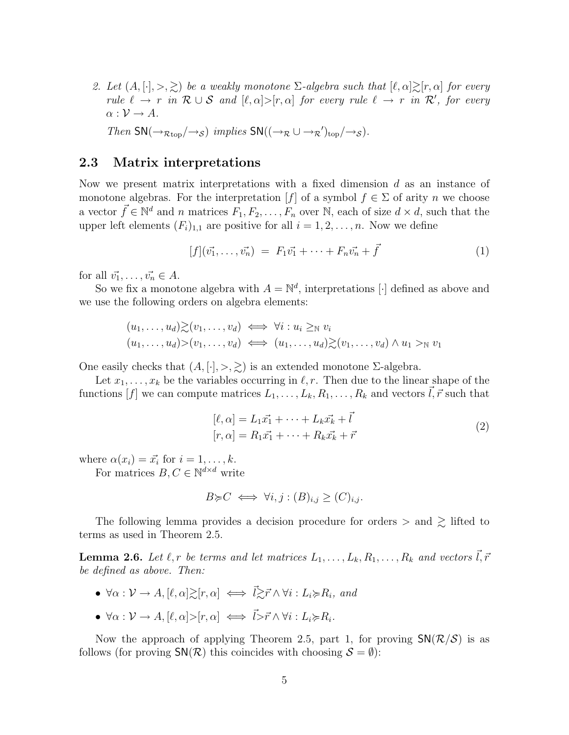2. *Let $(A, [\cdot], >, \gtrsim)$ be a weakly monotone $\Sigma$-algebra such that $[\ell, \alpha] \gtrsim [r, \alpha]$ for every rule $\ell \to r$ in $\mathcal{R} \cup \mathcal{S}$ and $[\ell, \alpha] > [r, \alpha]$ for every rule $\ell \to r$ in $\mathcal{R}'$, for every $\alpha : \mathcal{V} \to A$.*

   *Then $\mathsf{SN}(\to_{\mathcal{R}\text{top}}/\to_{\mathcal{S}})$ implies $\mathsf{SN}((\to_{\mathcal{R}} \cup \to_{\mathcal{R}}')_{\text{top}}/\to_{\mathcal{S}})$.*

## 2.3 Matrix interpretations

Now we present matrix interpretations with a fixed dimension $d$ as an instance of monotone algebras. For the interpretation $[f]$ of a symbol $f \in \Sigma$ of arity $n$ we choose a vector $\vec{f} \in \mathbb{N}^d$ and $n$ matrices $F_1, F_2, \ldots, F_n$ over $\mathbb{N}$, each of size $d \times d$, such that the upper left elements $(F_i)_{1,1}$ are positive for all $i = 1, 2, \ldots, n$. Now we define

$$[f](\vec{v_1}, \ldots, \vec{v_n}) \;=\; F_1\vec{v_1} + \cdots + F_n\vec{v_n} + \vec{f} \tag{1}$$

for all $\vec{v_1}, \ldots, \vec{v_n} \in A$.

So we fix a monotone algebra with $A = \mathbb{N}^d$, interpretations $[\cdot]$ defined as above and we use the following orders on algebra elements:

$$\begin{aligned}
(u_1, \ldots, u_d) \gtrsim (v_1, \ldots, v_d) &\iff \forall i : u_i \geq_{\mathbb{N}} v_i \\
(u_1, \ldots, u_d) > (v_1, \ldots, v_d) &\iff (u_1, \ldots, u_d) \gtrsim (v_1, \ldots, v_d) \wedge u_1 >_{\mathbb{N}} v_1
\end{aligned}$$

One easily checks that $(A, [\cdot], >, \gtrsim)$ is an extended monotone $\Sigma$-algebra.

Let $x_1, \ldots, x_k$ be the variables occurring in $\ell, r$. Then due to the linear shape of the functions $[f]$ we can compute matrices $L_1, \ldots, L_k, R_1, \ldots, R_k$ and vectors $\vec{l}, \vec{r}$ such that

$$\begin{aligned}
[\ell, \alpha] &= L_1\vec{x_1} + \cdots + L_k\vec{x_k} + \vec{l} \\
[r, \alpha] &= R_1\vec{x_1} + \cdots + R_k\vec{x_k} + \vec{r}
\end{aligned} \tag{2}$$

where $\alpha(x_i) = \vec{x_i}$ for $i = 1, \ldots, k$.

For matrices $B, C \in \mathbb{N}^{d\times d}$ write

$$B \succcurlyeq C \iff \forall i, j : (B)_{i,j} \geq (C)_{i,j}.$$

The following lemma provides a decision procedure for orders $>$ and $\gtrsim$ lifted to terms as used in Theorem 2.5.

**Lemma 2.6.** *Let $\ell, r$ be terms and let matrices $L_1, \ldots, L_k, R_1, \ldots, R_k$ and vectors $\vec{l}, \vec{r}$ be defined as above. Then:*

- $\forall \alpha : \mathcal{V} \to A, [\ell, \alpha] \gtrsim [r, \alpha] \iff \vec{l} \gtrsim \vec{r} \wedge \forall i : L_i \succcurlyeq R_i$, *and*
- $\forall \alpha : \mathcal{V} \to A, [\ell, \alpha] > [r, \alpha] \iff \vec{l} > \vec{r} \wedge \forall i : L_i \succcurlyeq R_i$.

Now the approach of applying Theorem 2.5, part 1, for proving $\mathsf{SN}(\mathcal{R}/\mathcal{S})$ is as follows (for proving $\mathsf{SN}(\mathcal{R})$ this coincides with choosing $\mathcal{S} = \emptyset$):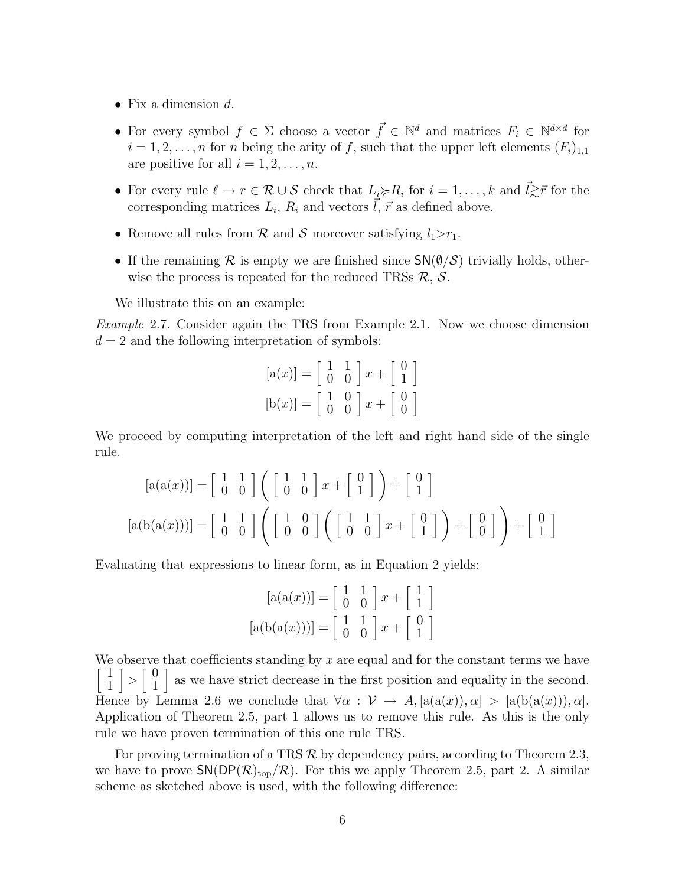- Fix a dimension $d$.
- For every symbol $f \in \Sigma$ choose a vector $\vec{f} \in \mathbb{N}^d$ and matrices $F_i \in \mathbb{N}^{d\times d}$ for $i = 1, 2, \ldots, n$ for $n$ being the arity of $f$, such that the upper left elements $(F_i)_{1,1}$ are positive for all $i = 1, 2, \ldots, n$.
- For every rule $\ell \to r \in \mathcal{R} \cup \mathcal{S}$ check that $L_i \succcurlyeq R_i$ for $i = 1, \ldots, k$ and $\vec{l} \gtrsim \vec{r}$ for the corresponding matrices $L_i$, $R_i$ and vectors $\vec{l}$, $\vec{r}$ as defined above.
- Remove all rules from $\mathcal{R}$ and $\mathcal{S}$ moreover satisfying $l_1 > r_1$.
- If the remaining $\mathcal{R}$ is empty we are finished since $\mathsf{SN}(\emptyset/\mathcal{S})$ trivially holds, otherwise the process is repeated for the reduced TRSs $\mathcal{R}$, $\mathcal{S}$.

We illustrate this on an example:

*Example* 2.7. Consider again the TRS from Example 2.1. Now we choose dimension $d = 2$ and the following interpretation of symbols:

$$[\mathrm{a}(x)] = \begin{bmatrix} 1 & 1 \\ 0 & 0 \end{bmatrix} x + \begin{bmatrix} 0 \\ 1 \end{bmatrix}$$

$$[\mathrm{b}(x)] = \begin{bmatrix} 1 & 0 \\ 0 & 0 \end{bmatrix} x + \begin{bmatrix} 0 \\ 0 \end{bmatrix}$$

We proceed by computing interpretation of the left and right hand side of the single rule.

$$[\mathrm{a}(\mathrm{a}(x))] = \begin{bmatrix} 1 & 1 \\ 0 & 0 \end{bmatrix} \left( \begin{bmatrix} 1 & 1 \\ 0 & 0 \end{bmatrix} x + \begin{bmatrix} 0 \\ 1 \end{bmatrix} \right) + \begin{bmatrix} 0 \\ 1 \end{bmatrix}$$

$$[\mathrm{a}(\mathrm{b}(\mathrm{a}(x)))] = \begin{bmatrix} 1 & 1 \\ 0 & 0 \end{bmatrix} \left( \begin{bmatrix} 1 & 0 \\ 0 & 0 \end{bmatrix} \left( \begin{bmatrix} 1 & 1 \\ 0 & 0 \end{bmatrix} x + \begin{bmatrix} 0 \\ 1 \end{bmatrix} \right) + \begin{bmatrix} 0 \\ 0 \end{bmatrix} \right) + \begin{bmatrix} 0 \\ 1 \end{bmatrix}$$

Evaluating that expressions to linear form, as in Equation 2 yields:

$$[\mathrm{a}(\mathrm{a}(x))] = \begin{bmatrix} 1 & 1 \\ 0 & 0 \end{bmatrix} x + \begin{bmatrix} 1 \\ 1 \end{bmatrix}$$

$$[\mathrm{a}(\mathrm{b}(\mathrm{a}(x)))] = \begin{bmatrix} 1 & 1 \\ 0 & 0 \end{bmatrix} x + \begin{bmatrix} 0 \\ 1 \end{bmatrix}$$

We observe that coefficients standing by $x$ are equal and for the constant terms we have $\begin{bmatrix} 1 \\ 1 \end{bmatrix} > \begin{bmatrix} 0 \\ 1 \end{bmatrix}$ as we have strict decrease in the first position and equality in the second. Hence by Lemma 2.6 we conclude that $\forall \alpha : \mathcal{V} \to A, [\mathrm{a}(\mathrm{a}(x)), \alpha] > [\mathrm{a}(\mathrm{b}(\mathrm{a}(x))), \alpha]$. Application of Theorem 2.5, part 1 allows us to remove this rule. As this is the only rule we have proven termination of this one rule TRS.

For proving termination of a TRS $\mathcal{R}$ by dependency pairs, according to Theorem 2.3, we have to prove $\mathsf{SN}(\mathsf{DP}(\mathcal{R})_{\mathrm{top}}/\mathcal{R})$. For this we apply Theorem 2.5, part 2. A similar scheme as sketched above is used, with the following difference: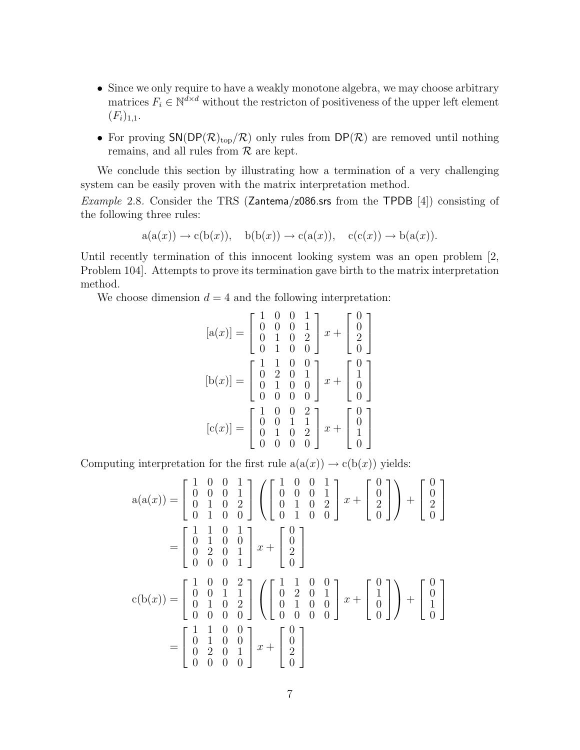- Since we only require to have a weakly monotone algebra, we may choose arbitrary matrices $F_i \in \mathbb{N}^{d \times d}$ without the restricton of positiveness of the upper left element $(F_i)_{1,1}$.
- For proving $\mathsf{SN}(\mathsf{DP}(\mathcal{R})_{\text{top}}/\mathcal{R})$ only rules from $\mathsf{DP}(\mathcal{R})$ are removed until nothing remains, and all rules from $\mathcal{R}$ are kept.

We conclude this section by illustrating how a termination of a very challenging system can be easily proven with the matrix interpretation method.

*Example* 2.8. Consider the TRS (Zantema/z086.srs from the TPDB [4]) consisting of the following three rules:

$$\mathrm{a}(\mathrm{a}(x)) \to \mathrm{c}(\mathrm{b}(x)), \quad \mathrm{b}(\mathrm{b}(x)) \to \mathrm{c}(\mathrm{a}(x)), \quad \mathrm{c}(\mathrm{c}(x)) \to \mathrm{b}(\mathrm{a}(x)).$$

Until recently termination of this innocent looking system was an open problem [2, Problem 104]. Attempts to prove its termination gave birth to the matrix interpretation method.

We choose dimension $d = 4$ and the following interpretation:

$$[\mathrm{a}(x)] = \begin{bmatrix} 1 & 0 & 0 & 1 \\ 0 & 0 & 0 & 1 \\ 0 & 1 & 0 & 2 \\ 0 & 1 & 0 & 0 \end{bmatrix} x + \begin{bmatrix} 0 \\ 0 \\ 2 \\ 0 \end{bmatrix}$$

$$[\mathrm{b}(x)] = \begin{bmatrix} 1 & 1 & 0 & 0 \\ 0 & 2 & 0 & 1 \\ 0 & 1 & 0 & 0 \\ 0 & 0 & 0 & 0 \end{bmatrix} x + \begin{bmatrix} 0 \\ 1 \\ 0 \\ 0 \end{bmatrix}$$

$$[\mathrm{c}(x)] = \begin{bmatrix} 1 & 0 & 0 & 2 \\ 0 & 0 & 1 & 1 \\ 0 & 1 & 0 & 2 \\ 0 & 0 & 0 & 0 \end{bmatrix} x + \begin{bmatrix} 0 \\ 0 \\ 1 \\ 0 \end{bmatrix}$$

Computing interpretation for the first rule $\mathrm{a}(\mathrm{a}(x)) \to \mathrm{c}(\mathrm{b}(x))$ yields:

$$\begin{aligned}
\mathrm{a}(\mathrm{a}(x)) &= \begin{bmatrix} 1 & 0 & 0 & 1 \\ 0 & 0 & 0 & 1 \\ 0 & 1 & 0 & 2 \\ 0 & 1 & 0 & 0 \end{bmatrix} \left( \begin{bmatrix} 1 & 0 & 0 & 1 \\ 0 & 0 & 0 & 1 \\ 0 & 1 & 0 & 2 \\ 0 & 1 & 0 & 0 \end{bmatrix} x + \begin{bmatrix} 0 \\ 0 \\ 2 \\ 0 \end{bmatrix} \right) + \begin{bmatrix} 0 \\ 0 \\ 2 \\ 0 \end{bmatrix} \\
&= \begin{bmatrix} 1 & 1 & 0 & 1 \\ 0 & 1 & 0 & 0 \\ 0 & 2 & 0 & 1 \\ 0 & 0 & 0 & 1 \end{bmatrix} x + \begin{bmatrix} 0 \\ 0 \\ 2 \\ 0 \end{bmatrix} \\
\mathrm{c}(\mathrm{b}(x)) &= \begin{bmatrix} 1 & 0 & 0 & 2 \\ 0 & 0 & 1 & 1 \\ 0 & 1 & 0 & 2 \\ 0 & 0 & 0 & 0 \end{bmatrix} \left( \begin{bmatrix} 1 & 1 & 0 & 0 \\ 0 & 2 & 0 & 1 \\ 0 & 1 & 0 & 0 \\ 0 & 0 & 0 & 0 \end{bmatrix} x + \begin{bmatrix} 0 \\ 1 \\ 0 \\ 0 \end{bmatrix} \right) + \begin{bmatrix} 0 \\ 0 \\ 1 \\ 0 \end{bmatrix} \\
&= \begin{bmatrix} 1 & 1 & 0 & 0 \\ 0 & 1 & 0 & 0 \\ 0 & 2 & 0 & 1 \\ 0 & 0 & 0 & 0 \end{bmatrix} x + \begin{bmatrix} 0 \\ 0 \\ 2 \\ 0 \end{bmatrix}
\end{aligned}$$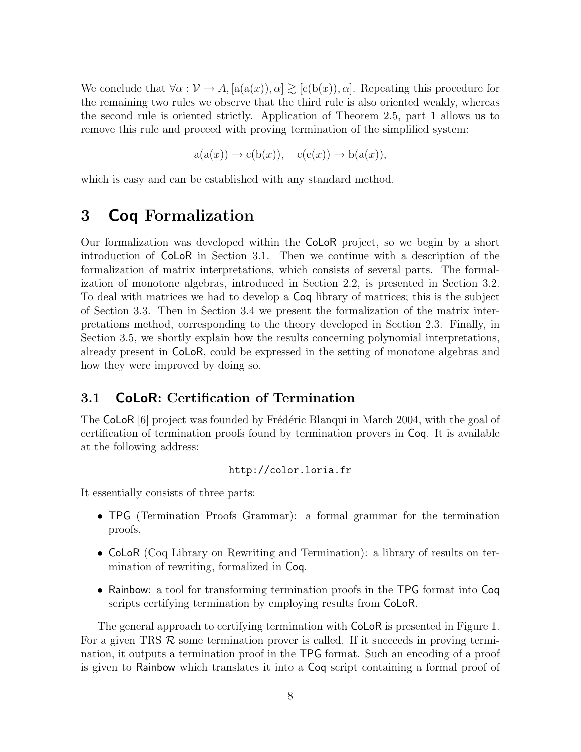We conclude that $\forall \alpha : \mathcal{V} \to A, [\mathrm{a}(\mathrm{a}(x)), \alpha] \gtrsim [\mathrm{c}(\mathrm{b}(x)), \alpha]$. Repeating this procedure for the remaining two rules we observe that the third rule is also oriented weakly, whereas the second rule is oriented strictly. Application of Theorem 2.5, part 1 allows us to remove this rule and proceed with proving termination of the simplified system:

$$\mathrm{a}(\mathrm{a}(x)) \to \mathrm{c}(\mathrm{b}(x)), \quad \mathrm{c}(\mathrm{c}(x)) \to \mathrm{b}(\mathrm{a}(x)),$$

which is easy and can be established with any standard method.

# 3 Coq Formalization

Our formalization was developed within the CoLoR project, so we begin by a short introduction of CoLoR in Section 3.1. Then we continue with a description of the formalization of matrix interpretations, which consists of several parts. The formalization of monotone algebras, introduced in Section 2.2, is presented in Section 3.2. To deal with matrices we had to develop a Coq library of matrices; this is the subject of Section 3.3. Then in Section 3.4 we present the formalization of the matrix interpretations method, corresponding to the theory developed in Section 2.3. Finally, in Section 3.5, we shortly explain how the results concerning polynomial interpretations, already present in CoLoR, could be expressed in the setting of monotone algebras and how they were improved by doing so.

## 3.1 CoLoR: Certification of Termination

The CoLoR [6] project was founded by Frédéric Blanqui in March 2004, with the goal of certification of termination proofs found by termination provers in Coq. It is available at the following address:

http://color.loria.fr

It essentially consists of three parts:

- TPG (Termination Proofs Grammar): a formal grammar for the termination proofs.
- CoLoR (Coq Library on Rewriting and Termination): a library of results on termination of rewriting, formalized in Coq.
- Rainbow: a tool for transforming termination proofs in the TPG format into Coq scripts certifying termination by employing results from CoLoR.

The general approach to certifying termination with CoLoR is presented in Figure 1. For a given TRS $\mathcal{R}$ some termination prover is called. If it succeeds in proving termination, it outputs a termination proof in the TPG format. Such an encoding of a proof is given to Rainbow which translates it into a Coq script containing a formal proof of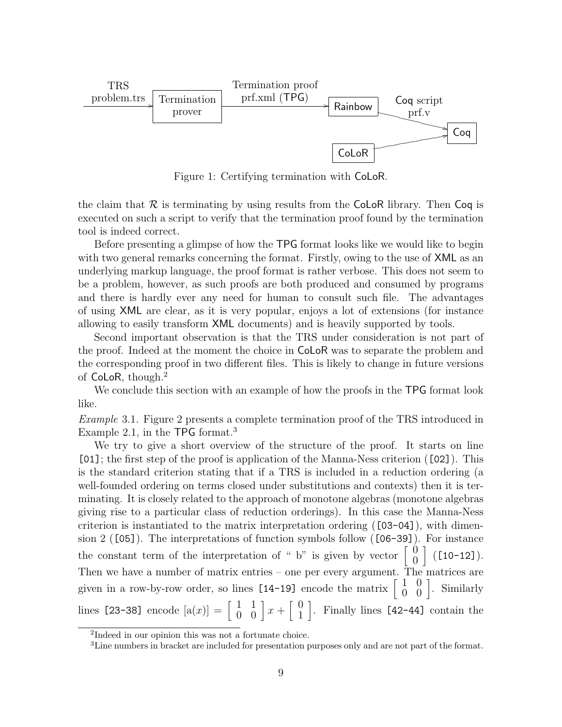Figure 1: Certifying termination with CoLoR.

the claim that $\mathcal{R}$ is terminating by using results from the CoLoR library. Then Coq is executed on such a script to verify that the termination proof found by the termination tool is indeed correct.

Before presenting a glimpse of how the TPG format looks like we would like to begin with two general remarks concerning the format. Firstly, owing to the use of XML as an underlying markup language, the proof format is rather verbose. This does not seem to be a problem, however, as such proofs are both produced and consumed by programs and there is hardly ever any need for human to consult such file. The advantages of using XML are clear, as it is very popular, enjoys a lot of extensions (for instance allowing to easily transform XML documents) and is heavily supported by tools.

Second important observation is that the TRS under consideration is not part of the proof. Indeed at the moment the choice in CoLoR was to separate the problem and the corresponding proof in two different files. This is likely to change in future versions of CoLoR, though.[2]

We conclude this section with an example of how the proofs in the TPG format look like.

*Example* 3.1. Figure 2 presents a complete termination proof of the TRS introduced in Example 2.1, in the TPG format.[3]

We try to give a short overview of the structure of the proof. It starts on line `[01]`; the first step of the proof is application of the Manna-Ness criterion (`[02]`). This is the standard criterion stating that if a TRS is included in a reduction ordering (a well-founded ordering on terms closed under substitutions and contexts) then it is terminating. It is closely related to the approach of monotone algebras (monotone algebras giving rise to a particular class of reduction orderings). In this case the Manna-Ness criterion is instantiated to the matrix interpretation ordering (`[03-04]`), with dimension 2 (`[05]`). The interpretations of function symbols follow (`[06-39]`). For instance the constant term of the interpretation of " b" is given by vector $\begin{bmatrix} 0 \\ 0 \end{bmatrix}$ (`[10-12]`). Then we have a number of matrix entries – one per every argument. The matrices are given in a row-by-row order, so lines `[14-19]` encode the matrix $\begin{bmatrix} 1 & 0 \\ 0 & 0 \end{bmatrix}$. Similarly lines `[23-38]` encode $[\mathrm{a}(x)] = \begin{bmatrix} 1 & 1 \\ 0 & 0 \end{bmatrix} x + \begin{bmatrix} 0 \\ 1 \end{bmatrix}$. Finally lines `[42-44]` contain the

[2] Indeed in our opinion this was not a fortunate choice.

[3] Line numbers in bracket are included for presentation purposes only and are not part of the format.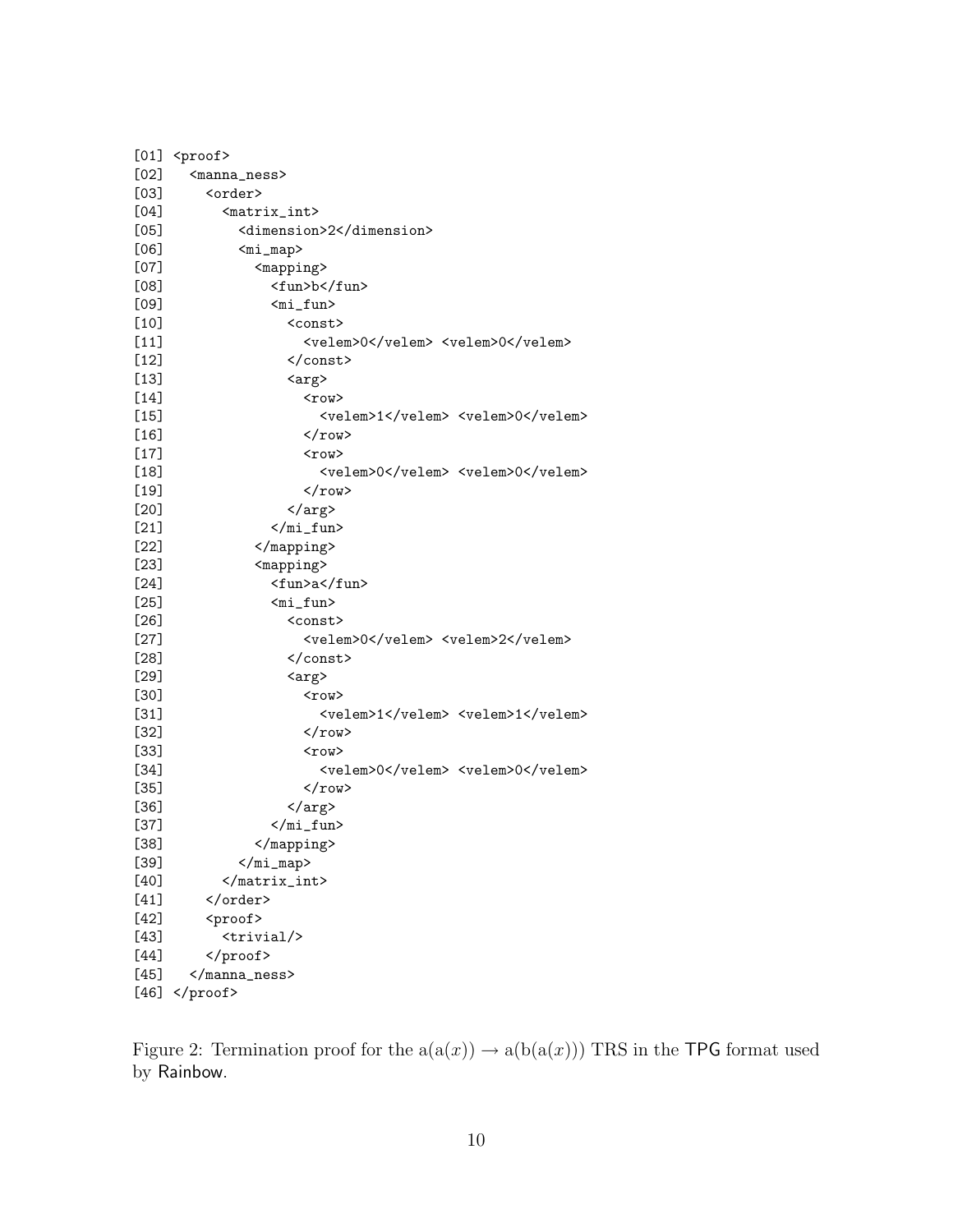```
[01] <proof>
[02]   <manna_ness>
[03]     <order>
[04]       <matrix_int>
[05]         <dimension>2</dimension>
[06]         <mi_map>
[07]           <mapping>
[08]             <fun>b</fun>
[09]             <mi_fun>
[10]               <const>
[11]                 <velem>0</velem> <velem>0</velem>
[12]               </const>
[13]               <arg>
[14]                 <row>
[15]                   <velem>1</velem> <velem>0</velem>
[16]                 </row>
[17]                 <row>
[18]                   <velem>0</velem> <velem>0</velem>
[19]                 </row>
[20]               </arg>
[21]             </mi_fun>
[22]           </mapping>
[23]           <mapping>
[24]             <fun>a</fun>
[25]             <mi_fun>
[26]               <const>
[27]                 <velem>0</velem> <velem>2</velem>
[28]               </const>
[29]               <arg>
[30]                 <row>
[31]                   <velem>1</velem> <velem>1</velem>
[32]                 </row>
[33]                 <row>
[34]                   <velem>0</velem> <velem>0</velem>
[35]                 </row>
[36]               </arg>
[37]             </mi_fun>
[38]           </mapping>
[39]         </mi_map>
[40]       </matrix_int>
[41]     </order>
[42]     <proof>
[43]       <trivial/>
[44]     </proof>
[45]   </manna_ness>
[46] </proof>
```

Figure 2: Termination proof for the $\mathrm{a}(\mathrm{a}(x)) \to \mathrm{a}(\mathrm{b}(\mathrm{a}(x)))$ TRS in the TPG format used by Rainbow.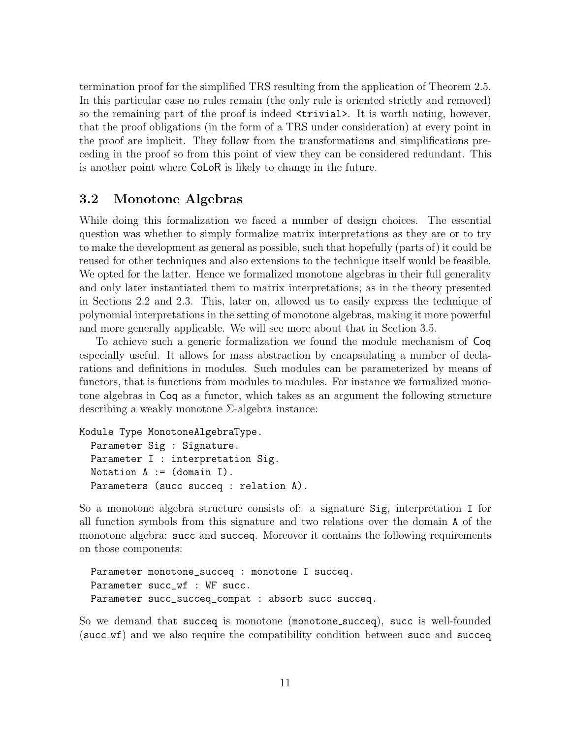termination proof for the simplified TRS resulting from the application of Theorem 2.5. In this particular case no rules remain (the only rule is oriented strictly and removed) so the remaining part of the proof is indeed `<trivial>`. It is worth noting, however, that the proof obligations (in the form of a TRS under consideration) at every point in the proof are implicit. They follow from the transformations and simplifications preceding in the proof so from this point of view they can be considered redundant. This is another point where CoLoR is likely to change in the future.

## 3.2 Monotone Algebras

While doing this formalization we faced a number of design choices. The essential question was whether to simply formalize matrix interpretations as they are or to try to make the development as general as possible, such that hopefully (parts of) it could be reused for other techniques and also extensions to the technique itself would be feasible. We opted for the latter. Hence we formalized monotone algebras in their full generality and only later instantiated them to matrix interpretations; as in the theory presented in Sections 2.2 and 2.3. This, later on, allowed us to easily express the technique of polynomial interpretations in the setting of monotone algebras, making it more powerful and more generally applicable. We will see more about that in Section 3.5.

To achieve such a generic formalization we found the module mechanism of Coq especially useful. It allows for mass abstraction by encapsulating a number of declarations and definitions in modules. Such modules can be parameterized by means of functors, that is functions from modules to modules. For instance we formalized monotone algebras in Coq as a functor, which takes as an argument the following structure describing a weakly monotone $\Sigma$-algebra instance:

```
Module Type MonotoneAlgebraType.
  Parameter Sig : Signature.
  Parameter I : interpretation Sig.
  Notation A := (domain I).
  Parameters (succ succeq : relation A).
```

So a monotone algebra structure consists of: a signature `Sig`, interpretation `I` for all function symbols from this signature and two relations over the domain `A` of the monotone algebra: `succ` and `succeq`. Moreover it contains the following requirements on those components:

```
  Parameter monotone_succeq : monotone I succeq.
  Parameter succ_wf : WF succ.
  Parameter succ_succeq_compat : absorb succ succeq.
```

So we demand that `succeq` is monotone (`monotone_succeq`), `succ` is well-founded (`succ_wf`) and we also require the compatibility condition between `succ` and `succeq`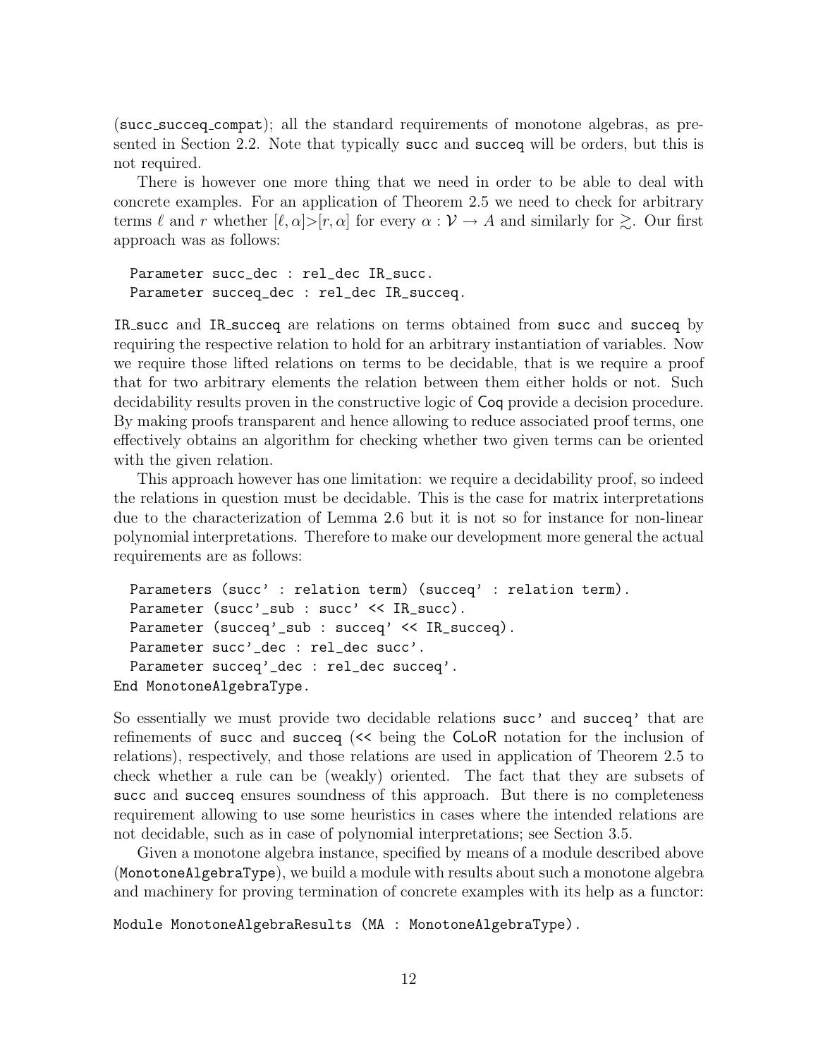(`succ_succeq_compat`); all the standard requirements of monotone algebras, as presented in Section 2.2. Note that typically `succ` and `succeq` will be orders, but this is not required.

There is however one more thing that we need in order to be able to deal with concrete examples. For an application of Theorem 2.5 we need to check for arbitrary terms $\ell$ and $r$ whether $[\ell, \alpha] > [r, \alpha]$ for every $\alpha : \mathcal{V} \to A$ and similarly for $\gtrsim$. Our first approach was as follows:

```
Parameter succ_dec : rel_dec IR_succ.
Parameter succeq_dec : rel_dec IR_succeq.
```

`IR_succ` and `IR_succeq` are relations on terms obtained from `succ` and `succeq` by requiring the respective relation to hold for an arbitrary instantiation of variables. Now we require those lifted relations on terms to be decidable, that is we require a proof that for two arbitrary elements the relation between them either holds or not. Such decidability results proven in the constructive logic of Coq provide a decision procedure. By making proofs transparent and hence allowing to reduce associated proof terms, one effectively obtains an algorithm for checking whether two given terms can be oriented with the given relation.

This approach however has one limitation: we require a decidability proof, so indeed the relations in question must be decidable. This is the case for matrix interpretations due to the characterization of Lemma 2.6 but it is not so for instance for non-linear polynomial interpretations. Therefore to make our development more general the actual requirements are as follows:

```
  Parameters (succ' : relation term) (succeq' : relation term).
  Parameter (succ'_sub : succ' << IR_succ).
  Parameter (succeq'_sub : succeq' << IR_succeq).
  Parameter succ'_dec : rel_dec succ'.
  Parameter succeq'_dec : rel_dec succeq'.
End MonotoneAlgebraType.
```

So essentially we must provide two decidable relations `succ'` and `succeq'` that are refinements of `succ` and `succeq` (`<<` being the CoLoR notation for the inclusion of relations), respectively, and those relations are used in application of Theorem 2.5 to check whether a rule can be (weakly) oriented. The fact that they are subsets of `succ` and `succeq` ensures soundness of this approach. But there is no completeness requirement allowing to use some heuristics in cases where the intended relations are not decidable, such as in case of polynomial interpretations; see Section 3.5.

Given a monotone algebra instance, specified by means of a module described above (`MonotoneAlgebraType`), we build a module with results about such a monotone algebra and machinery for proving termination of concrete examples with its help as a functor:

```
Module MonotoneAlgebraResults (MA : MonotoneAlgebraType).
```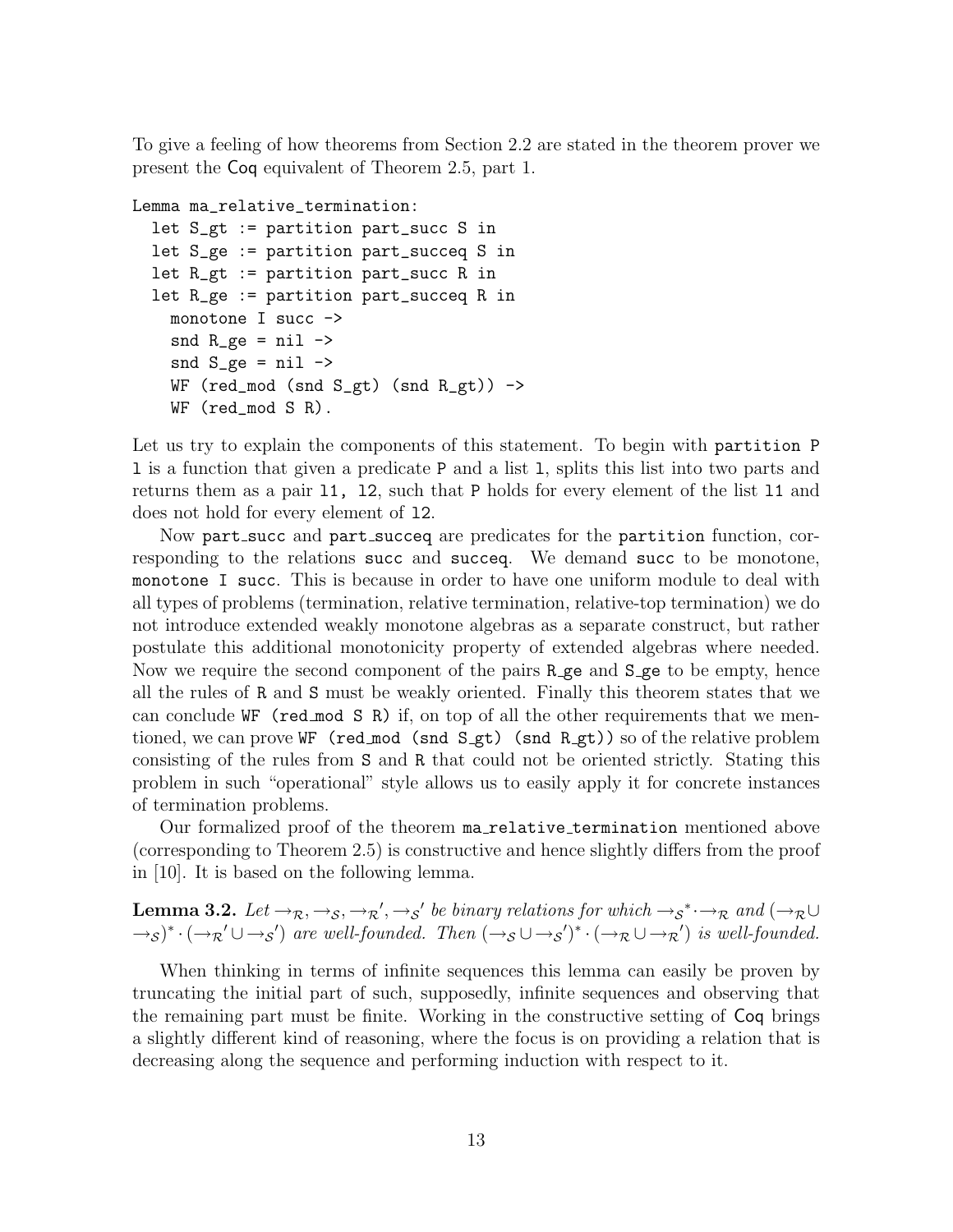To give a feeling of how theorems from Section 2.2 are stated in the theorem prover we present the Coq equivalent of Theorem 2.5, part 1.

```
Lemma ma_relative_termination:
  let S_gt := partition part_succ S in
  let S_ge := partition part_succeq S in
  let R_gt := partition part_succ R in
  let R_ge := partition part_succeq R in
    monotone I succ ->
    snd R_ge = nil ->
    snd S_ge = nil ->
    WF (red_mod (snd S_gt) (snd R_gt)) ->
    WF (red_mod S R).
```

Let us try to explain the components of this statement. To begin with `partition P l` is a function that given a predicate `P` and a list `l`, splits this list into two parts and returns them as a pair `l1, l2`, such that `P` holds for every element of the list `l1` and does not hold for every element of `l2`.

Now `part_succ` and `part_succeq` are predicates for the `partition` function, corresponding to the relations `succ` and `succeq`. We demand `succ` to be monotone, `monotone I succ`. This is because in order to have one uniform module to deal with all types of problems (termination, relative termination, relative-top termination) we do not introduce extended weakly monotone algebras as a separate construct, but rather postulate this additional monotonicity property of extended algebras where needed. Now we require the second component of the pairs `R_ge` and `S_ge` to be empty, hence all the rules of `R` and `S` must be weakly oriented. Finally this theorem states that we can conclude `WF (red_mod S R)` if, on top of all the other requirements that we mentioned, we can prove `WF (red_mod (snd S_gt) (snd R_gt))` so of the relative problem consisting of the rules from `S` and `R` that could not be oriented strictly. Stating this problem in such "operational" style allows us to easily apply it for concrete instances of termination problems.

Our formalized proof of the theorem `ma_relative_termination` mentioned above (corresponding to Theorem 2.5) is constructive and hence slightly differs from the proof in [10]. It is based on the following lemma.

**Lemma 3.2.** *Let* $\to_{\mathcal{R}}, \to_{\mathcal{S}}, \to_{\mathcal{R}}', \to_{\mathcal{S}}'$ *be binary relations for which* $\to_{\mathcal{S}}{}^* \cdot \to_{\mathcal{R}}$ *and* $(\to_{\mathcal{R}} \cup \to_{\mathcal{S}})^* \cdot (\to_{\mathcal{R}}' \cup \to_{\mathcal{S}}')$ *are well-founded. Then* $(\to_{\mathcal{S}} \cup \to_{\mathcal{S}}')^* \cdot (\to_{\mathcal{R}} \cup \to_{\mathcal{R}}')$ *is well-founded.*

When thinking in terms of infinite sequences this lemma can easily be proven by truncating the initial part of such, supposedly, infinite sequences and observing that the remaining part must be finite. Working in the constructive setting of Coq brings a slightly different kind of reasoning, where the focus is on providing a relation that is decreasing along the sequence and performing induction with respect to it.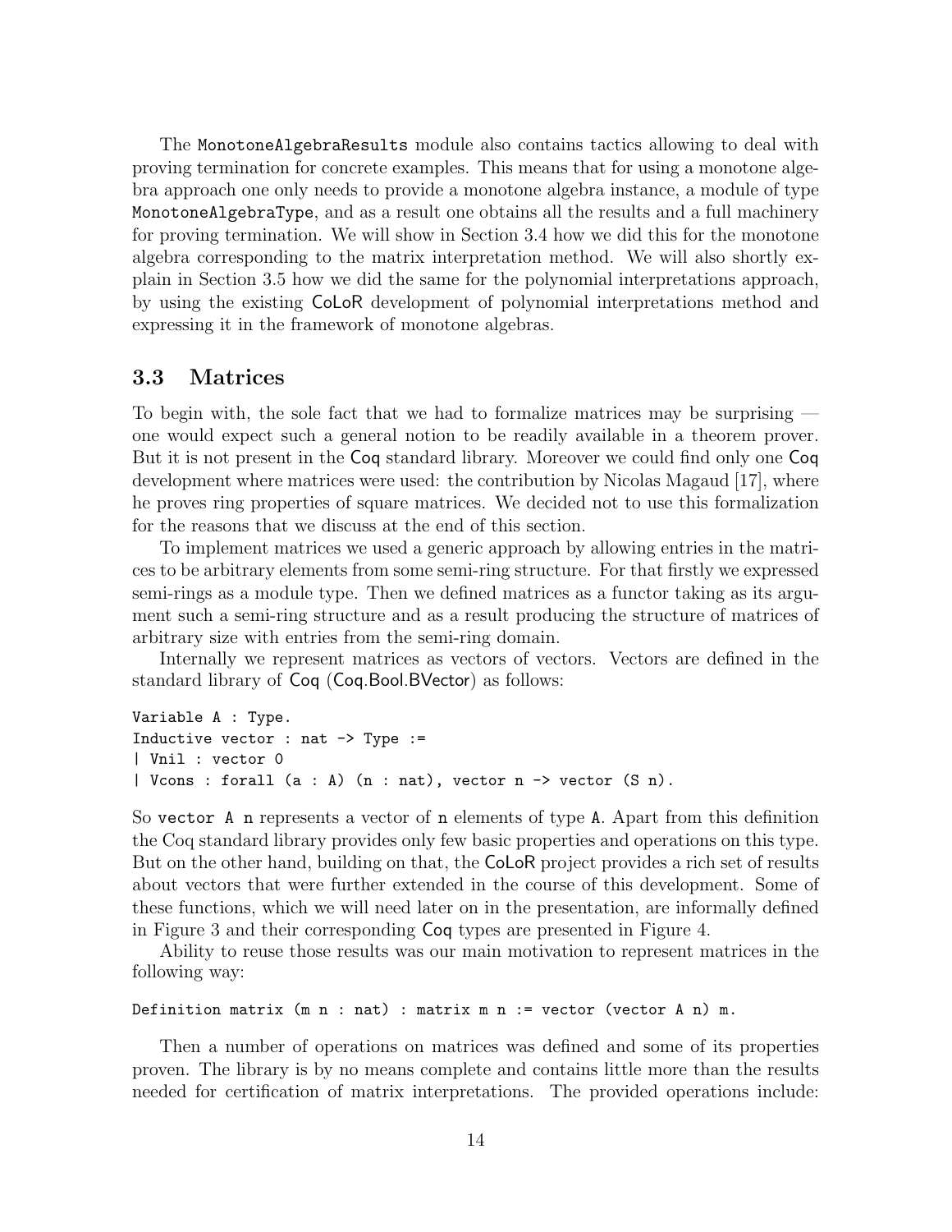The MonotoneAlgebraResults module also contains tactics allowing to deal with proving termination for concrete examples. This means that for using a monotone algebra approach one only needs to provide a monotone algebra instance, a module of type MonotoneAlgebraType, and as a result one obtains all the results and a full machinery for proving termination. We will show in Section 3.4 how we did this for the monotone algebra corresponding to the matrix interpretation method. We will also shortly explain in Section 3.5 how we did the same for the polynomial interpretations approach, by using the existing CoLoR development of polynomial interpretations method and expressing it in the framework of monotone algebras.

### 3.3 Matrices

To begin with, the sole fact that we had to formalize matrices may be surprising — one would expect such a general notion to be readily available in a theorem prover. But it is not present in the Coq standard library. Moreover we could find only one Coq development where matrices were used: the contribution by Nicolas Magaud [17], where he proves ring properties of square matrices. We decided not to use this formalization for the reasons that we discuss at the end of this section.

To implement matrices we used a generic approach by allowing entries in the matrices to be arbitrary elements from some semi-ring structure. For that firstly we expressed semi-rings as a module type. Then we defined matrices as a functor taking as its argument such a semi-ring structure and as a result producing the structure of matrices of arbitrary size with entries from the semi-ring domain.

Internally we represent matrices as vectors of vectors. Vectors are defined in the standard library of Coq (Coq.Bool.BVector) as follows:

```
Variable A : Type.
Inductive vector : nat -> Type :=
| Vnil : vector 0
| Vcons : forall (a : A) (n : nat), vector n -> vector (S n).
```

So `vector A n` represents a vector of `n` elements of type `A`. Apart from this definition the Coq standard library provides only few basic properties and operations on this type. But on the other hand, building on that, the CoLoR project provides a rich set of results about vectors that were further extended in the course of this development. Some of these functions, which we will need later on in the presentation, are informally defined in Figure 3 and their corresponding Coq types are presented in Figure 4.

Ability to reuse those results was our main motivation to represent matrices in the following way:

```
Definition matrix (m n : nat) : matrix m n := vector (vector A n) m.
```

Then a number of operations on matrices was defined and some of its properties proven. The library is by no means complete and contains little more than the results needed for certification of matrix interpretations. The provided operations include: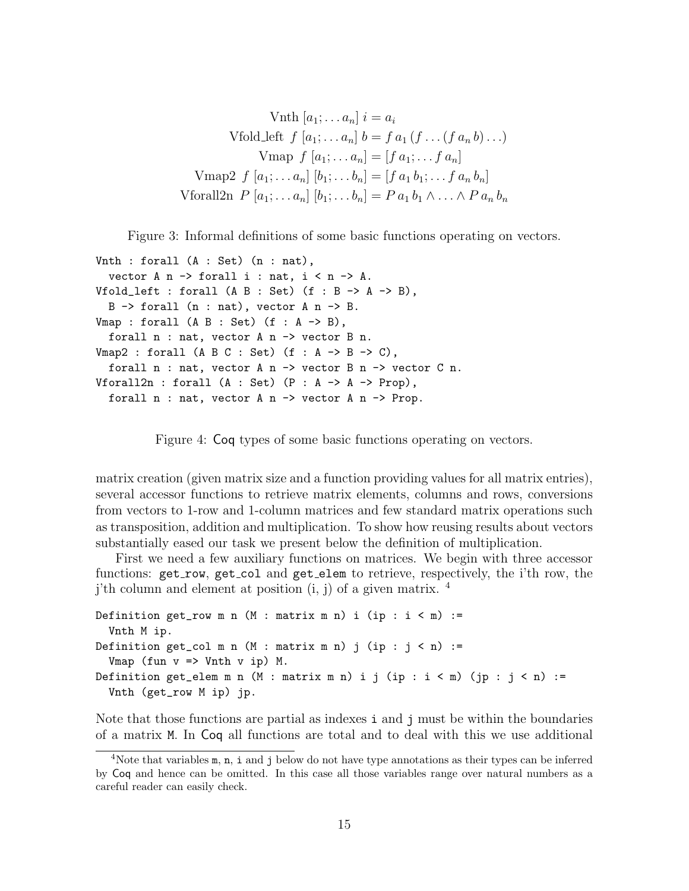$$\text{Vnth } [a_1; \ldots a_n] \; i = a_i$$

$$\text{Vfold\_left } \; f \; [a_1; \ldots a_n] \; b = f \, a_1 \, (f \ldots (f \, a_n \, b) \ldots)$$

$$\text{Vmap } \; f \; [a_1; \ldots a_n] = [f \, a_1; \ldots f \, a_n]$$

$$\text{Vmap2 } \; f \; [a_1; \ldots a_n] \; [b_1; \ldots b_n] = [f \, a_1 \, b_1; \ldots f \, a_n \, b_n]$$

$$\text{Vforall2n } \; P \; [a_1; \ldots a_n] \; [b_1; \ldots b_n] = P \, a_1 \, b_1 \wedge \ldots \wedge P \, a_n \, b_n$$

Figure 3: Informal definitions of some basic functions operating on vectors.

```
Vnth : forall (A : Set) (n : nat),
  vector A n -> forall i : nat, i < n -> A.
Vfold_left : forall (A B : Set) (f : B -> A -> B),
  B -> forall (n : nat), vector A n -> B.
Vmap : forall (A B : Set) (f : A -> B),
  forall n : nat, vector A n -> vector B n.
Vmap2 : forall (A B C : Set) (f : A -> B -> C),
  forall n : nat, vector A n -> vector B n -> vector C n.
Vforall2n : forall (A : Set) (P : A -> A -> Prop),
  forall n : nat, vector A n -> vector A n -> Prop.
```

Figure 4: Coq types of some basic functions operating on vectors.

matrix creation (given matrix size and a function providing values for all matrix entries), several accessor functions to retrieve matrix elements, columns and rows, conversions from vectors to 1-row and 1-column matrices and few standard matrix operations such as transposition, addition and multiplication. To show how reusing results about vectors substantially eased our task we present below the definition of multiplication.

First we need a few auxiliary functions on matrices. We begin with three accessor functions: `get_row`, `get_col` and `get_elem` to retrieve, respectively, the i'th row, the j'th column and element at position (i, j) of a given matrix. [4]

```
Definition get_row m n (M : matrix m n) i (ip : i < m) :=
  Vnth M ip.
Definition get_col m n (M : matrix m n) j (ip : j < n) :=
  Vmap (fun v => Vnth v ip) M.
Definition get_elem m n (M : matrix m n) i j (ip : i < m) (jp : j < n) :=
  Vnth (get_row M ip) jp.
```

Note that those functions are partial as indexes `i` and `j` must be within the boundaries of a matrix `M`. In Coq all functions are total and to deal with this we use additional

[4] Note that variables `m`, `n`, `i` and `j` below do not have type annotations as their types can be inferred by Coq and hence can be omitted. In this case all those variables range over natural numbers as a careful reader can easily check.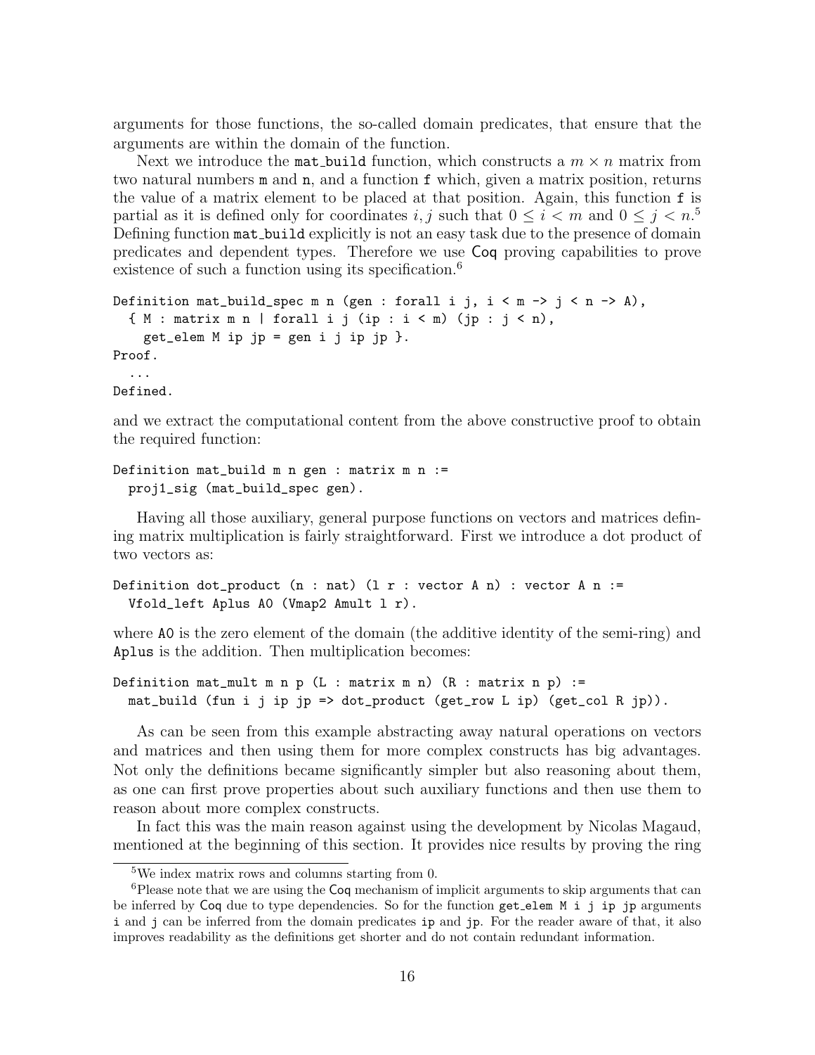arguments for those functions, the so-called domain predicates, that ensure that the arguments are within the domain of the function.

Next we introduce the mat_build function, which constructs a $m \times n$ matrix from two natural numbers m and n, and a function f which, given a matrix position, returns the value of a matrix element to be placed at that position. Again, this function f is partial as it is defined only for coordinates $i, j$ such that $0 \leq i < m$ and $0 \leq j < n$.[5] Defining function mat_build explicitly is not an easy task due to the presence of domain predicates and dependent types. Therefore we use Coq proving capabilities to prove existence of such a function using its specification.[6]

```
Definition mat_build_spec m n (gen : forall i j, i < m -> j < n -> A),
  { M : matrix m n | forall i j (ip : i < m) (jp : j < n),
    get_elem M ip jp = gen i j ip jp }.
Proof.
  ...
Defined.
```

and we extract the computational content from the above constructive proof to obtain the required function:

```
Definition mat_build m n gen : matrix m n :=
  proj1_sig (mat_build_spec gen).
```

Having all those auxiliary, general purpose functions on vectors and matrices defining matrix multiplication is fairly straightforward. First we introduce a dot product of two vectors as:

```
Definition dot_product (n : nat) (l r : vector A n) : vector A n :=
  Vfold_left Aplus A0 (Vmap2 Amult l r).
```

where A0 is the zero element of the domain (the additive identity of the semi-ring) and Aplus is the addition. Then multiplication becomes:

```
Definition mat_mult m n p (L : matrix m n) (R : matrix n p) :=
  mat_build (fun i j ip jp => dot_product (get_row L ip) (get_col R jp)).
```

As can be seen from this example abstracting away natural operations on vectors and matrices and then using them for more complex constructs has big advantages. Not only the definitions became significantly simpler but also reasoning about them, as one can first prove properties about such auxiliary functions and then use them to reason about more complex constructs.

In fact this was the main reason against using the development by Nicolas Magaud, mentioned at the beginning of this section. It provides nice results by proving the ring

[5] We index matrix rows and columns starting from 0.

[6] Please note that we are using the Coq mechanism of implicit arguments to skip arguments that can be inferred by Coq due to type dependencies. So for the function get_elem M i j ip jp arguments i and j can be inferred from the domain predicates ip and jp. For the reader aware of that, it also improves readability as the definitions get shorter and do not contain redundant information.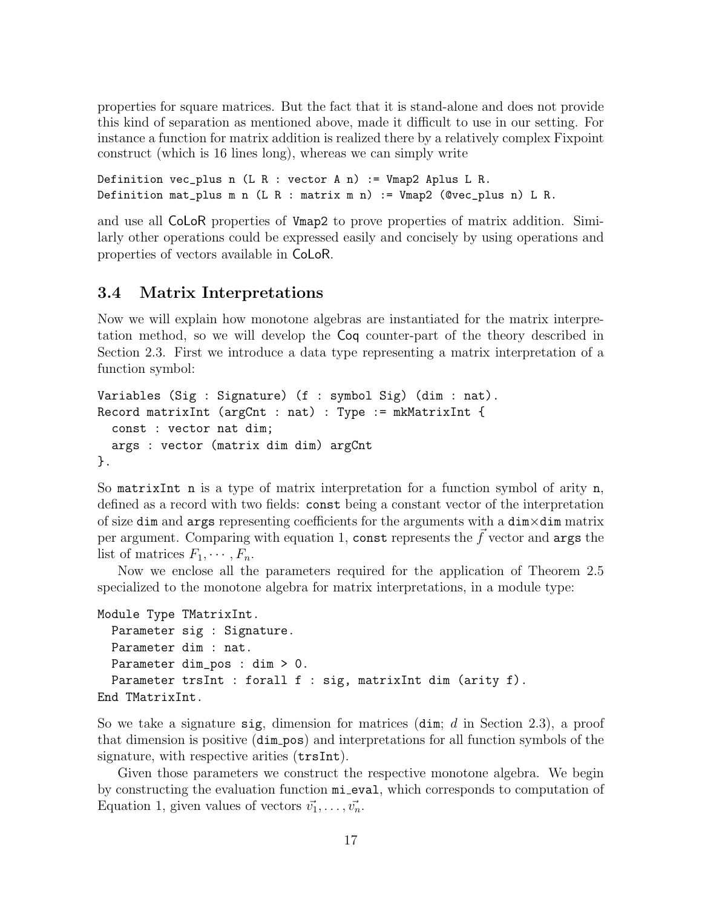properties for square matrices. But the fact that it is stand-alone and does not provide this kind of separation as mentioned above, made it difficult to use in our setting. For instance a function for matrix addition is realized there by a relatively complex Fixpoint construct (which is 16 lines long), whereas we can simply write

```
Definition vec_plus n (L R : vector A n) := Vmap2 Aplus L R.
Definition mat_plus m n (L R : matrix m n) := Vmap2 (@vec_plus n) L R.
```

and use all CoLoR properties of `Vmap2` to prove properties of matrix addition. Similarly other operations could be expressed easily and concisely by using operations and properties of vectors available in CoLoR.

### 3.4 Matrix Interpretations

Now we will explain how monotone algebras are instantiated for the matrix interpretation method, so we will develop the Coq counter-part of the theory described in Section 2.3. First we introduce a data type representing a matrix interpretation of a function symbol:

```
Variables (Sig : Signature) (f : symbol Sig) (dim : nat).
Record matrixInt (argCnt : nat) : Type := mkMatrixInt {
  const : vector nat dim;
  args : vector (matrix dim dim) argCnt
}.
```

So `matrixInt n` is a type of matrix interpretation for a function symbol of arity `n`, defined as a record with two fields: `const` being a constant vector of the interpretation of size `dim` and `args` representing coefficients for the arguments with a `dim`×`dim` matrix per argument. Comparing with equation 1, `const` represents the $\vec{f}$ vector and `args` the list of matrices $F_1, \cdots, F_n$.

Now we enclose all the parameters required for the application of Theorem 2.5 specialized to the monotone algebra for matrix interpretations, in a module type:

```
Module Type TMatrixInt.
  Parameter sig : Signature.
  Parameter dim : nat.
  Parameter dim_pos : dim > 0.
  Parameter trsInt : forall f : sig, matrixInt dim (arity f).
End TMatrixInt.
```

So we take a signature `sig`, dimension for matrices (`dim`; $d$ in Section 2.3), a proof that dimension is positive (`dim_pos`) and interpretations for all function symbols of the signature, with respective arities (`trsInt`).

Given those parameters we construct the respective monotone algebra. We begin by constructing the evaluation function `mi_eval`, which corresponds to computation of Equation 1, given values of vectors $\vec{v_1}, \ldots, \vec{v_n}$.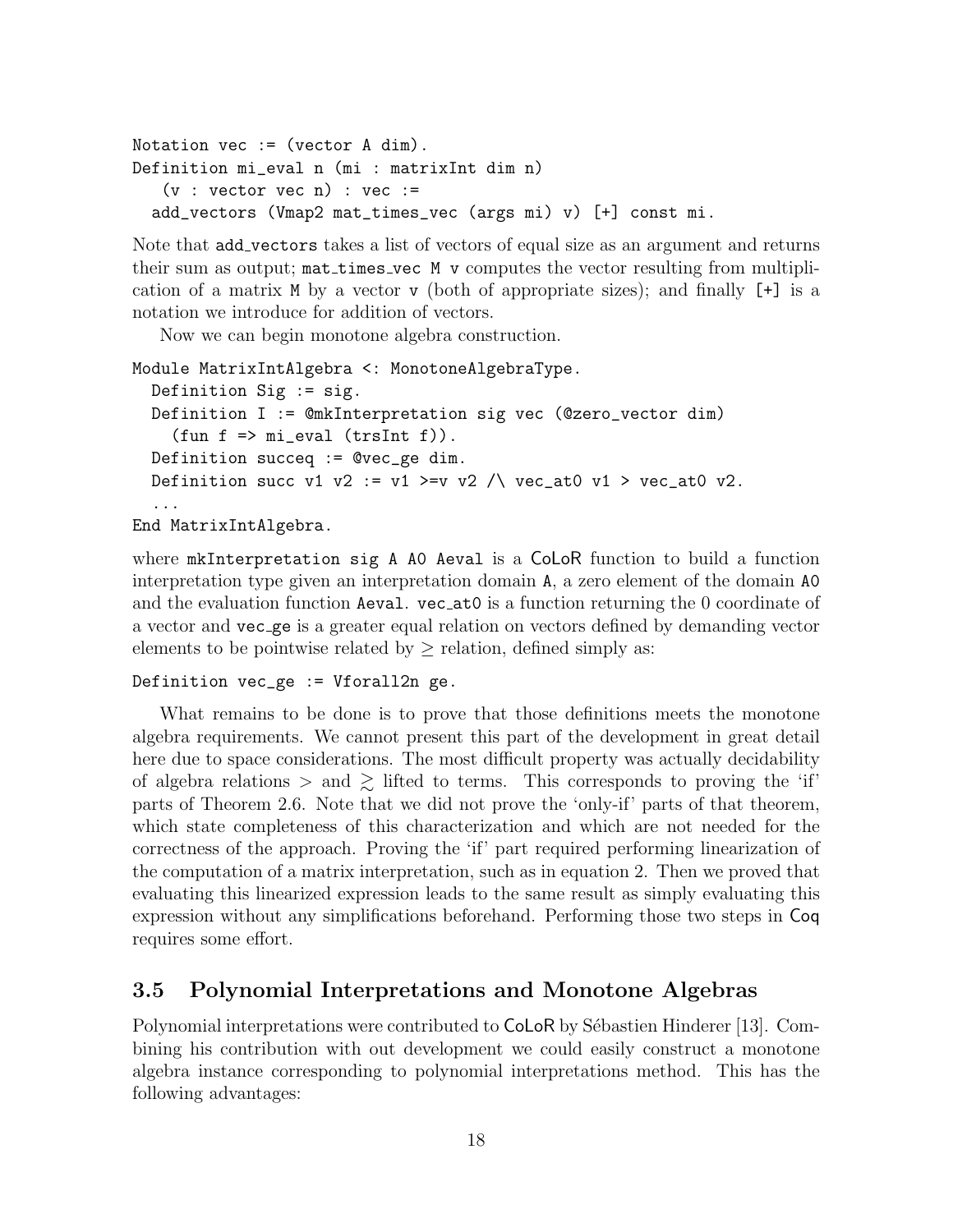```
Notation vec := (vector A dim).
Definition mi_eval n (mi : matrixInt dim n)
   (v : vector vec n) : vec :=
  add_vectors (Vmap2 mat_times_vec (args mi) v) [+] const mi.
```

Note that `add_vectors` takes a list of vectors of equal size as an argument and returns their sum as output; `mat_times_vec M v` computes the vector resulting from multiplication of a matrix `M` by a vector `v` (both of appropriate sizes); and finally `[+]` is a notation we introduce for addition of vectors.

Now we can begin monotone algebra construction.

```
Module MatrixIntAlgebra <: MonotoneAlgebraType.
  Definition Sig := sig.
  Definition I := @mkInterpretation sig vec (@zero_vector dim)
    (fun f => mi_eval (trsInt f)).
  Definition succeq := @vec_ge dim.
  Definition succ v1 v2 := v1 >=v v2 /\ vec_at0 v1 > vec_at0 v2.
  ...
End MatrixIntAlgebra.
```

where `mkInterpretation sig A A0 Aeval` is a CoLoR function to build a function interpretation type given an interpretation domain `A`, a zero element of the domain `A0` and the evaluation function `Aeval`. `vec_at0` is a function returning the 0 coordinate of a vector and `vec_ge` is a greater equal relation on vectors defined by demanding vector elements to be pointwise related by $\geq$ relation, defined simply as:

```
Definition vec_ge := Vforall2n ge.
```

What remains to be done is to prove that those definitions meets the monotone algebra requirements. We cannot present this part of the development in great detail here due to space considerations. The most difficult property was actually decidability of algebra relations $>$ and $\gtrsim$ lifted to terms. This corresponds to proving the 'if' parts of Theorem 2.6. Note that we did not prove the 'only-if' parts of that theorem, which state completeness of this characterization and which are not needed for the correctness of the approach. Proving the 'if' part required performing linearization of the computation of a matrix interpretation, such as in equation 2. Then we proved that evaluating this linearized expression leads to the same result as simply evaluating this expression without any simplifications beforehand. Performing those two steps in Coq requires some effort.

### 3.5 Polynomial Interpretations and Monotone Algebras

Polynomial interpretations were contributed to CoLoR by Sébastien Hinderer [13]. Combining his contribution with out development we could easily construct a monotone algebra instance corresponding to polynomial interpretations method. This has the following advantages: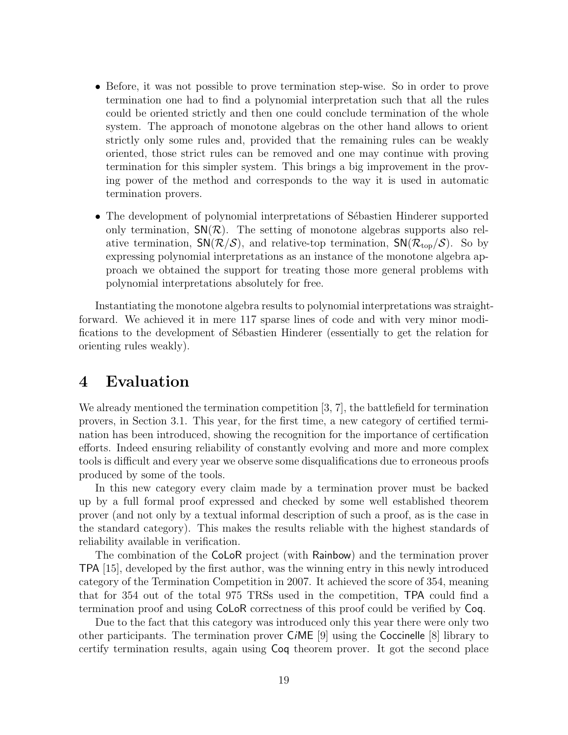- Before, it was not possible to prove termination step-wise. So in order to prove termination one had to find a polynomial interpretation such that all the rules could be oriented strictly and then one could conclude termination of the whole system. The approach of monotone algebras on the other hand allows to orient strictly only some rules and, provided that the remaining rules can be weakly oriented, those strict rules can be removed and one may continue with proving termination for this simpler system. This brings a big improvement in the proving power of the method and corresponds to the way it is used in automatic termination provers.
- The development of polynomial interpretations of Sébastien Hinderer supported only termination, $\mathsf{SN}(\mathcal{R})$. The setting of monotone algebras supports also relative termination, $\mathsf{SN}(\mathcal{R}/\mathcal{S})$, and relative-top termination, $\mathsf{SN}(\mathcal{R}_{\text{top}}/\mathcal{S})$. So by expressing polynomial interpretations as an instance of the monotone algebra approach we obtained the support for treating those more general problems with polynomial interpretations absolutely for free.

Instantiating the monotone algebra results to polynomial interpretations was straightforward. We achieved it in mere 117 sparse lines of code and with very minor modifications to the development of Sébastien Hinderer (essentially to get the relation for orienting rules weakly).

# 4 Evaluation

We already mentioned the termination competition [3, 7], the battlefield for termination provers, in Section 3.1. This year, for the first time, a new category of certified termination has been introduced, showing the recognition for the importance of certification efforts. Indeed ensuring reliability of constantly evolving and more and more complex tools is difficult and every year we observe some disqualifications due to erroneous proofs produced by some of the tools.

In this new category every claim made by a termination prover must be backed up by a full formal proof expressed and checked by some well established theorem prover (and not only by a textual informal description of such a proof, as is the case in the standard category). This makes the results reliable with the highest standards of reliability available in verification.

The combination of the CoLoR project (with Rainbow) and the termination prover TPA [15], developed by the first author, was the winning entry in this newly introduced category of the Termination Competition in 2007. It achieved the score of 354, meaning that for 354 out of the total 975 TRSs used in the competition, TPA could find a termination proof and using CoLoR correctness of this proof could be verified by Coq.

Due to the fact that this category was introduced only this year there were only two other participants. The termination prover C*i*ME [9] using the Coccinelle [8] library to certify termination results, again using Coq theorem prover. It got the second place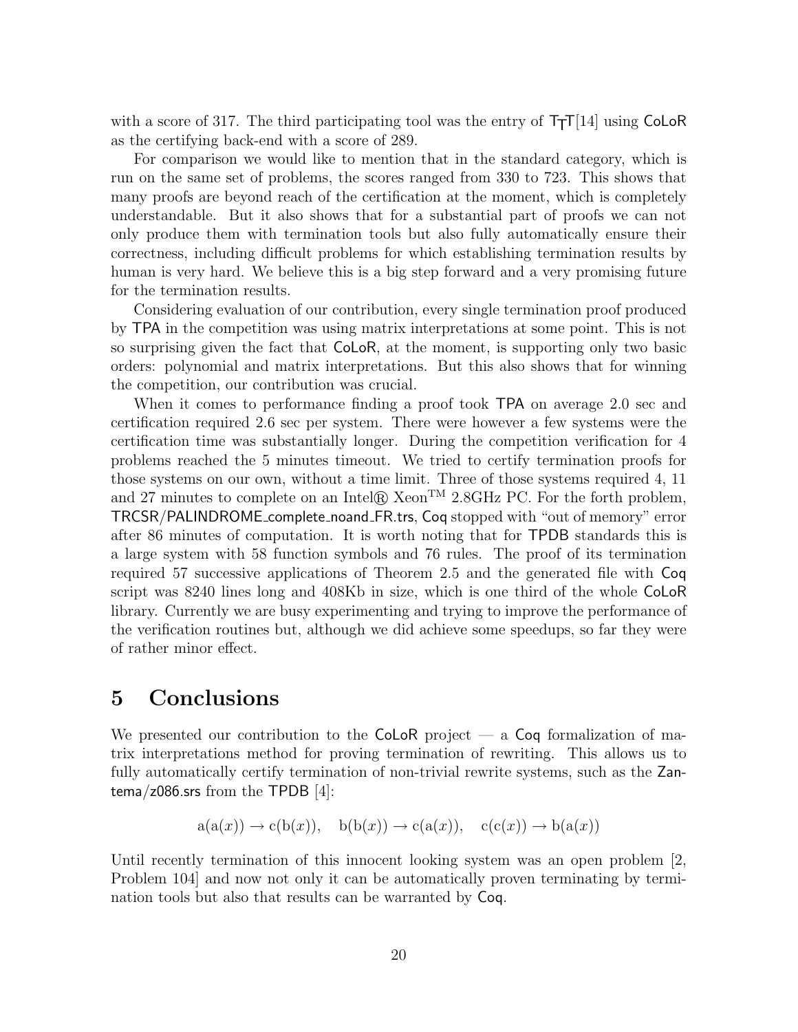with a score of 317. The third participating tool was the entry of T$_\mathsf{T}$T[14] using CoLoR as the certifying back-end with a score of 289.

For comparison we would like to mention that in the standard category, which is run on the same set of problems, the scores ranged from 330 to 723. This shows that many proofs are beyond reach of the certification at the moment, which is completely understandable. But it also shows that for a substantial part of proofs we can not only produce them with termination tools but also fully automatically ensure their correctness, including difficult problems for which establishing termination results by human is very hard. We believe this is a big step forward and a very promising future for the termination results.

Considering evaluation of our contribution, every single termination proof produced by TPA in the competition was using matrix interpretations at some point. This is not so surprising given the fact that CoLoR, at the moment, is supporting only two basic orders: polynomial and matrix interpretations. But this also shows that for winning the competition, our contribution was crucial.

When it comes to performance finding a proof took TPA on average 2.0 sec and certification required 2.6 sec per system. There were however a few systems were the certification time was substantially longer. During the competition verification for 4 problems reached the 5 minutes timeout. We tried to certify termination proofs for those systems on our own, without a time limit. Three of those systems required 4, 11 and 27 minutes to complete on an Intel® Xeon™ 2.8GHz PC. For the forth problem, TRCSR/PALINDROME_complete_noand_FR.trs, Coq stopped with "out of memory" error after 86 minutes of computation. It is worth noting that for TPDB standards this is a large system with 58 function symbols and 76 rules. The proof of its termination required 57 successive applications of Theorem 2.5 and the generated file with Coq script was 8240 lines long and 408Kb in size, which is one third of the whole CoLoR library. Currently we are busy experimenting and trying to improve the performance of the verification routines but, although we did achieve some speedups, so far they were of rather minor effect.

# 5 Conclusions

We presented our contribution to the CoLoR project — a Coq formalization of matrix interpretations method for proving termination of rewriting. This allows us to fully automatically certify termination of non-trivial rewrite systems, such as the Zantema/z086.srs from the TPDB [4]:

$$\mathrm{a}(\mathrm{a}(x)) \to \mathrm{c}(\mathrm{b}(x)), \quad \mathrm{b}(\mathrm{b}(x)) \to \mathrm{c}(\mathrm{a}(x)), \quad \mathrm{c}(\mathrm{c}(x)) \to \mathrm{b}(\mathrm{a}(x))$$

Until recently termination of this innocent looking system was an open problem [2, Problem 104] and now not only it can be automatically proven terminating by termination tools but also that results can be warranted by Coq.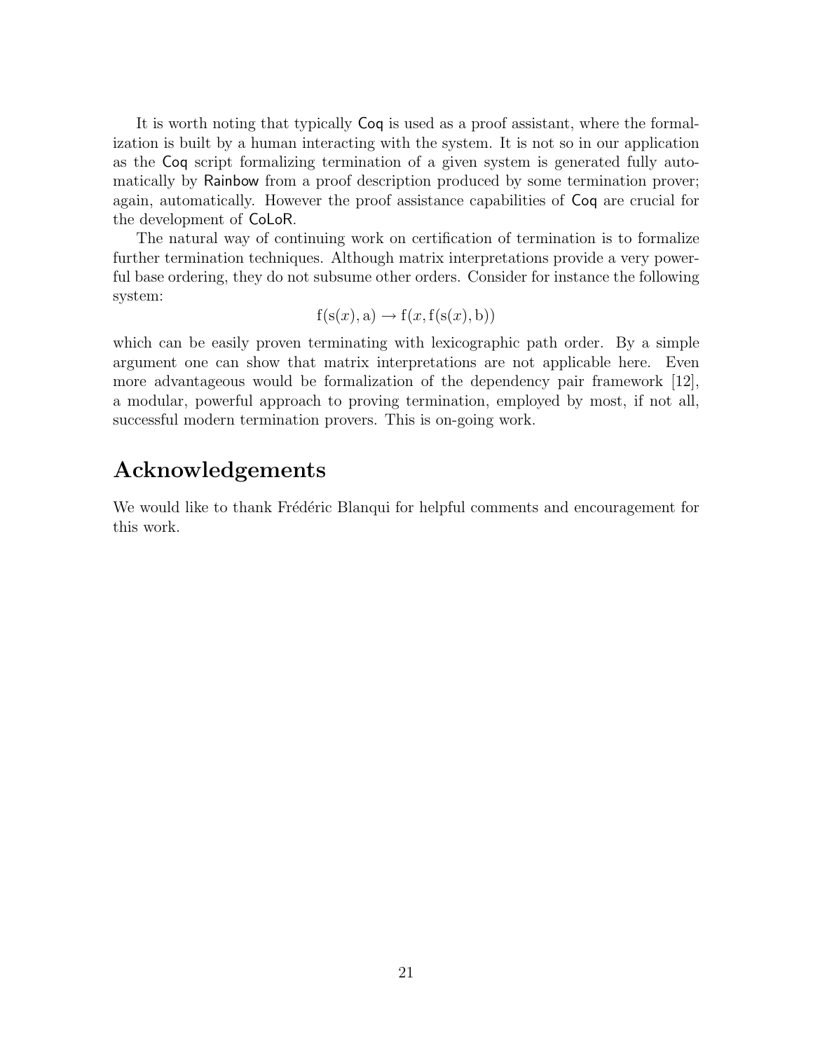It is worth noting that typically Coq is used as a proof assistant, where the formalization is built by a human interacting with the system. It is not so in our application as the Coq script formalizing termination of a given system is generated fully automatically by Rainbow from a proof description produced by some termination prover; again, automatically. However the proof assistance capabilities of Coq are crucial for the development of CoLoR.

The natural way of continuing work on certification of termination is to formalize further termination techniques. Although matrix interpretations provide a very powerful base ordering, they do not subsume other orders. Consider for instance the following system:

$$\mathrm{f}(\mathrm{s}(x), \mathrm{a}) \rightarrow \mathrm{f}(x, \mathrm{f}(\mathrm{s}(x), \mathrm{b}))$$

which can be easily proven terminating with lexicographic path order. By a simple argument one can show that matrix interpretations are not applicable here. Even more advantageous would be formalization of the dependency pair framework [12], a modular, powerful approach to proving termination, employed by most, if not all, successful modern termination provers. This is on-going work.

## Acknowledgements

We would like to thank Frédéric Blanqui for helpful comments and encouragement for this work.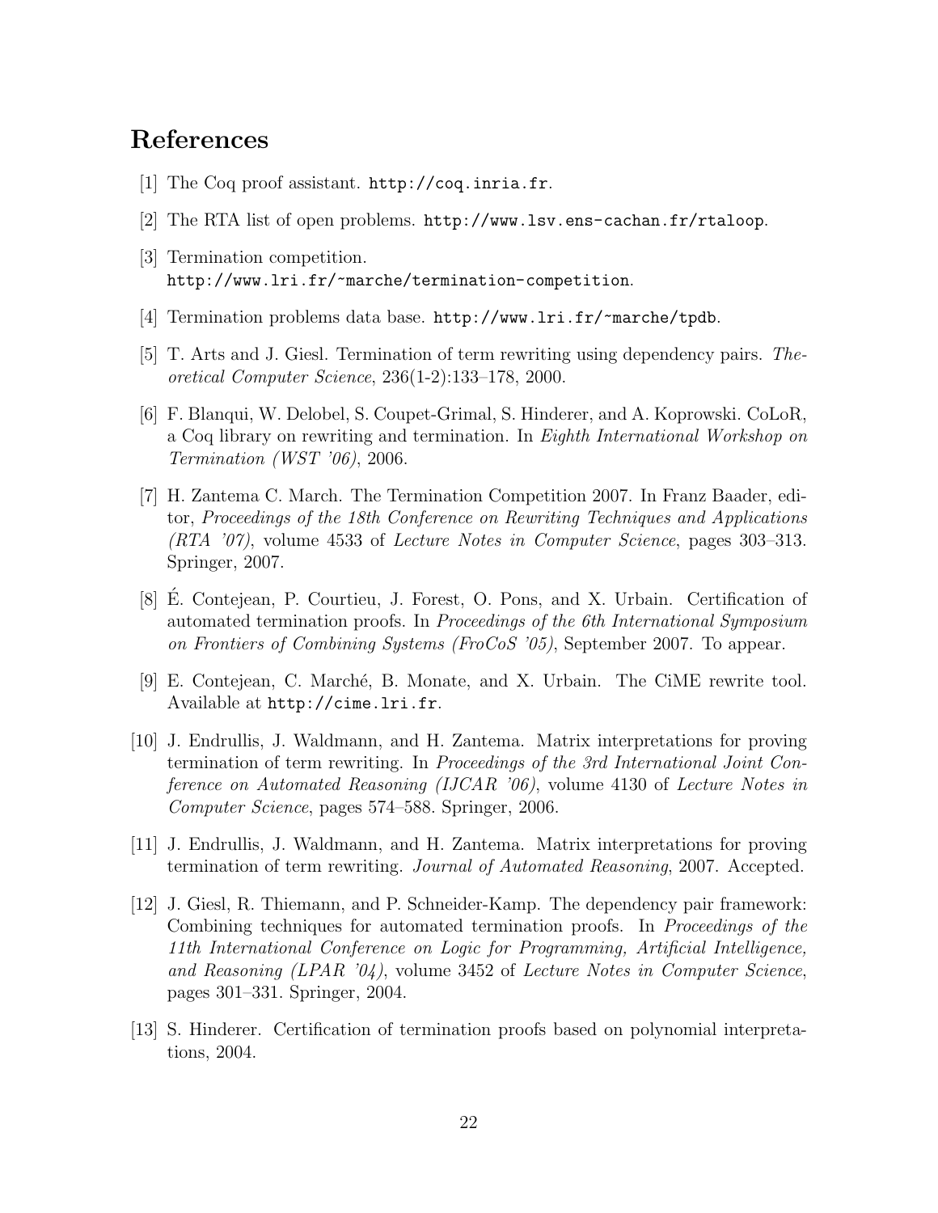## References

[1] The Coq proof assistant. `http://coq.inria.fr`.

[2] The RTA list of open problems. `http://www.lsv.ens-cachan.fr/rtaloop`.

[3] Termination competition. `http://www.lri.fr/~marche/termination-competition`.

[4] Termination problems data base. `http://www.lri.fr/~marche/tpdb`.

[5] T. Arts and J. Giesl. Termination of term rewriting using dependency pairs. *Theoretical Computer Science*, 236(1-2):133–178, 2000.

[6] F. Blanqui, W. Delobel, S. Coupet-Grimal, S. Hinderer, and A. Koprowski. CoLoR, a Coq library on rewriting and termination. In *Eighth International Workshop on Termination (WST '06)*, 2006.

[7] H. Zantema C. March. The Termination Competition 2007. In Franz Baader, editor, *Proceedings of the 18th Conference on Rewriting Techniques and Applications (RTA '07)*, volume 4533 of *Lecture Notes in Computer Science*, pages 303–313. Springer, 2007.

[8] É. Contejean, P. Courtieu, J. Forest, O. Pons, and X. Urbain. Certification of automated termination proofs. In *Proceedings of the 6th International Symposium on Frontiers of Combining Systems (FroCoS '05)*, September 2007. To appear.

[9] E. Contejean, C. Marché, B. Monate, and X. Urbain. The CiME rewrite tool. Available at `http://cime.lri.fr`.

[10] J. Endrullis, J. Waldmann, and H. Zantema. Matrix interpretations for proving termination of term rewriting. In *Proceedings of the 3rd International Joint Conference on Automated Reasoning (IJCAR '06)*, volume 4130 of *Lecture Notes in Computer Science*, pages 574–588. Springer, 2006.

[11] J. Endrullis, J. Waldmann, and H. Zantema. Matrix interpretations for proving termination of term rewriting. *Journal of Automated Reasoning*, 2007. Accepted.

[12] J. Giesl, R. Thiemann, and P. Schneider-Kamp. The dependency pair framework: Combining techniques for automated termination proofs. In *Proceedings of the 11th International Conference on Logic for Programming, Artificial Intelligence, and Reasoning (LPAR '04)*, volume 3452 of *Lecture Notes in Computer Science*, pages 301–331. Springer, 2004.

[13] S. Hinderer. Certification of termination proofs based on polynomial interpretations, 2004.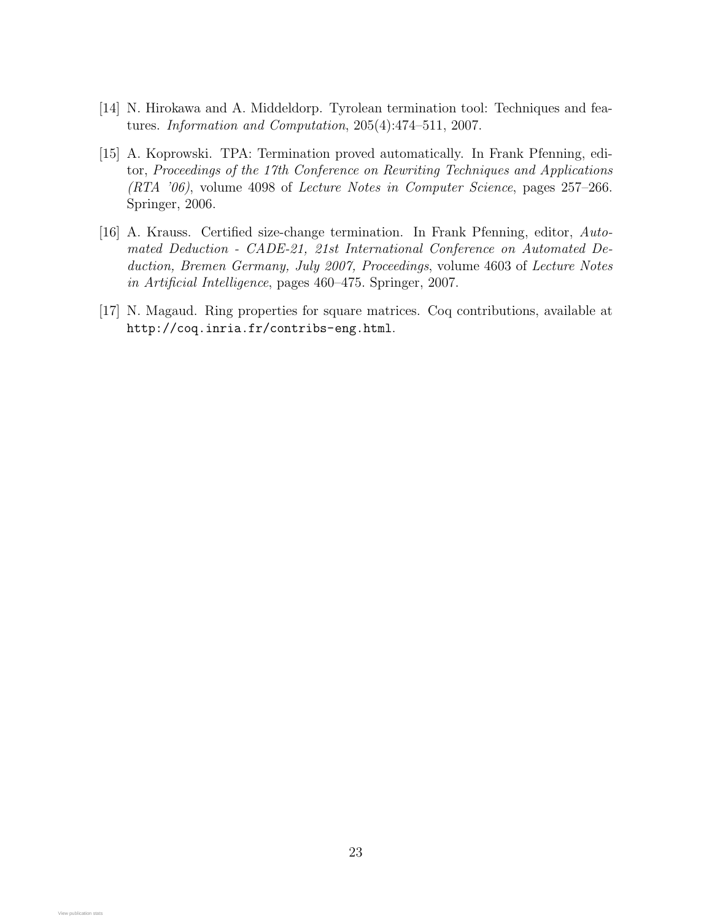[14] N. Hirokawa and A. Middeldorp. Tyrolean termination tool: Techniques and features. *Information and Computation*, 205(4):474–511, 2007.

[15] A. Koprowski. TPA: Termination proved automatically. In Frank Pfenning, editor, *Proceedings of the 17th Conference on Rewriting Techniques and Applications (RTA '06)*, volume 4098 of *Lecture Notes in Computer Science*, pages 257–266. Springer, 2006.

[16] A. Krauss. Certified size-change termination. In Frank Pfenning, editor, *Automated Deduction - CADE-21, 21st International Conference on Automated Deduction, Bremen Germany, July 2007, Proceedings*, volume 4603 of *Lecture Notes in Artificial Intelligence*, pages 460–475. Springer, 2007.

[17] N. Magaud. Ring properties for square matrices. Coq contributions, available at `http://coq.inria.fr/contribs-eng.html`.